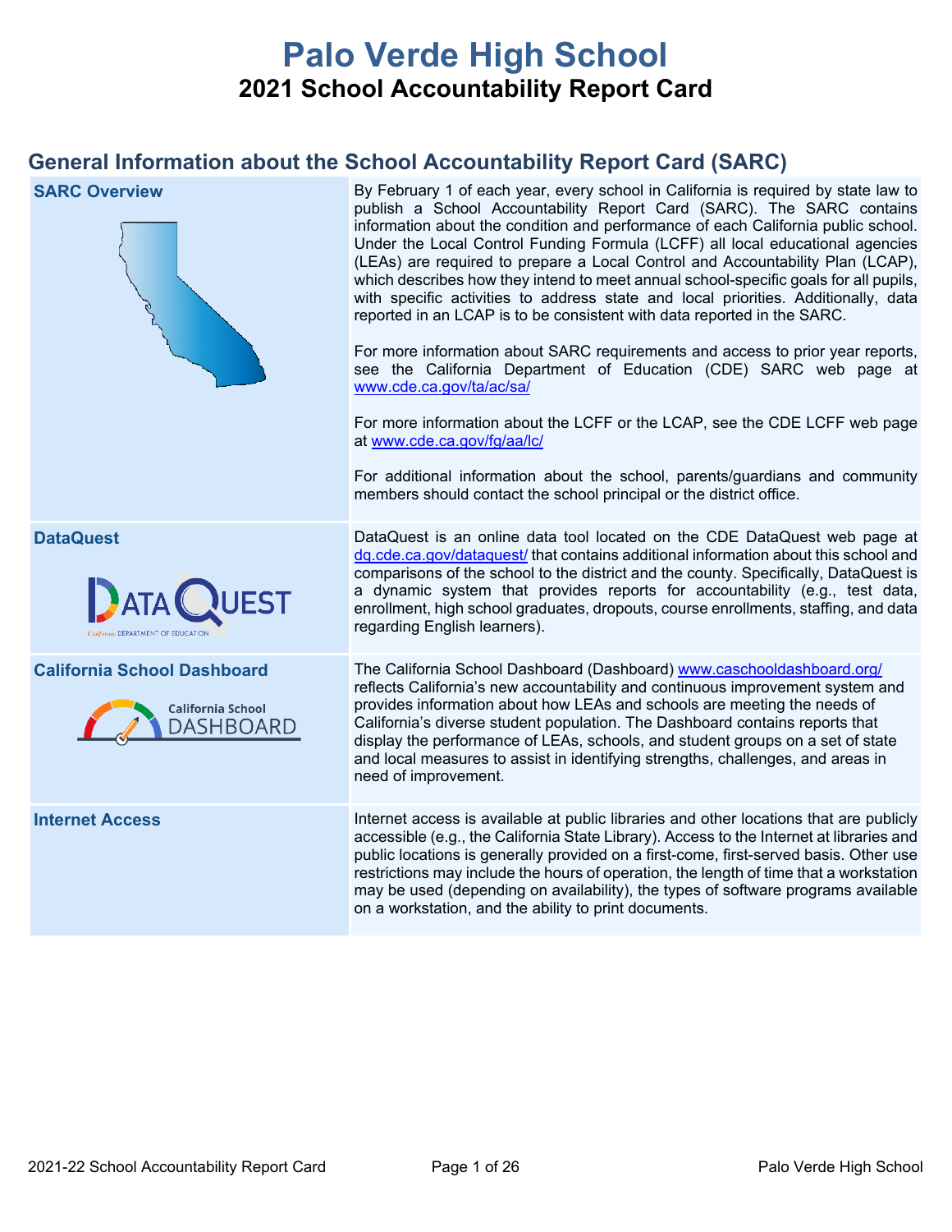# Palo Verde High School

## 2021 School Accountability Report Card

## General Information about the School Accountability Report Card (SARC)

| | |
|---|---|
| **SARC Overview** | By February 1 of each year, every school in California is required by state law to publish a School Accountability Report Card (SARC). The SARC contains information about the condition and performance of each California public school. Under the Local Control Funding Formula (LCFF) all local educational agencies (LEAs) are required to prepare a Local Control and Accountability Plan (LCAP), which describes how they intend to meet annual school-specific goals for all pupils, with specific activities to address state and local priorities. Additionally, data reported in an LCAP is to be consistent with data reported in the SARC.<br><br>For more information about SARC requirements and access to prior year reports, see the California Department of Education (CDE) SARC web page at www.cde.ca.gov/ta/ac/sa/<br><br>For more information about the LCFF or the LCAP, see the CDE LCFF web page at www.cde.ca.gov/fg/aa/lc/<br><br>For additional information about the school, parents/guardians and community members should contact the school principal or the district office. |
| **DataQuest** | DataQuest is an online data tool located on the CDE DataQuest web page at dq.cde.ca.gov/dataquest/ that contains additional information about this school and comparisons of the school to the district and the county. Specifically, DataQuest is a dynamic system that provides reports for accountability (e.g., test data, enrollment, high school graduates, dropouts, course enrollments, staffing, and data regarding English learners). |
| **California School Dashboard** | The California School Dashboard (Dashboard) www.caschooldashboard.org/ reflects California's new accountability and continuous improvement system and provides information about how LEAs and schools are meeting the needs of California's diverse student population. The Dashboard contains reports that display the performance of LEAs, schools, and student groups on a set of state and local measures to assist in identifying strengths, challenges, and areas in need of improvement. |
| **Internet Access** | Internet access is available at public libraries and other locations that are publicly accessible (e.g., the California State Library). Access to the Internet at libraries and public locations is generally provided on a first-come, first-served basis. Other use restrictions may include the hours of operation, the length of time that a workstation may be used (depending on availability), the types of software programs available on a workstation, and the ability to print documents. |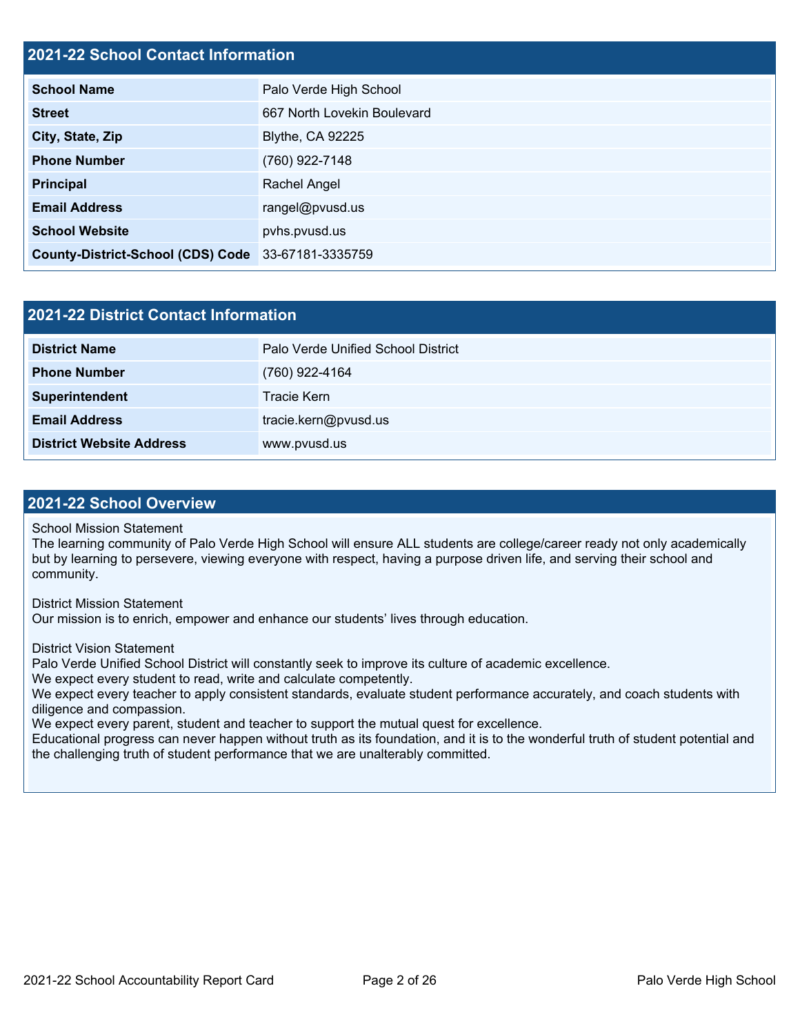## 2021-22 School Contact Information

| 2021-22 School Contact Information | |
|---|---|
| **School Name** | Palo Verde High School |
| **Street** | 667 North Lovekin Boulevard |
| **City, State, Zip** | Blythe, CA 92225 |
| **Phone Number** | (760) 922-7148 |
| **Principal** | Rachel Angel |
| **Email Address** | rangel@pvusd.us |
| **School Website** | pvhs.pvusd.us |
| **County-District-School (CDS) Code** | 33-67181-3335759 |

## 2021-22 District Contact Information

| 2021-22 District Contact Information | |
|---|---|
| **District Name** | Palo Verde Unified School District |
| **Phone Number** | (760) 922-4164 |
| **Superintendent** | Tracie Kern |
| **Email Address** | tracie.kern@pvusd.us |
| **District Website Address** | www.pvusd.us |

## 2021-22 School Overview

School Mission Statement
The learning community of Palo Verde High School will ensure ALL students are college/career ready not only academically but by learning to persevere, viewing everyone with respect, having a purpose driven life, and serving their school and community.

District Mission Statement
Our mission is to enrich, empower and enhance our students' lives through education.

District Vision Statement
Palo Verde Unified School District will constantly seek to improve its culture of academic excellence.
We expect every student to read, write and calculate competently.
We expect every teacher to apply consistent standards, evaluate student performance accurately, and coach students with diligence and compassion.
We expect every parent, student and teacher to support the mutual quest for excellence.
Educational progress can never happen without truth as its foundation, and it is to the wonderful truth of student potential and the challenging truth of student performance that we are unalterably committed.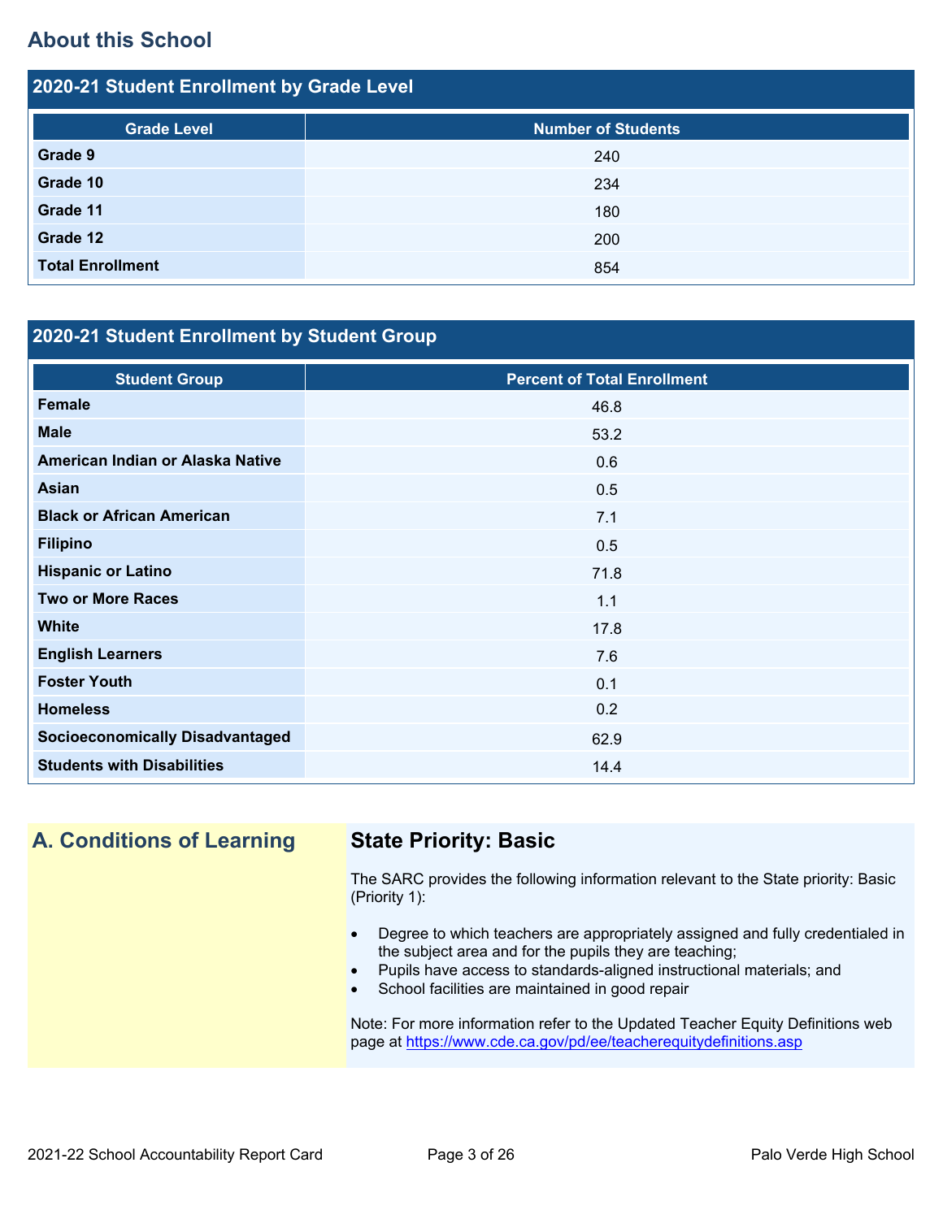## About this School

### 2020-21 Student Enrollment by Grade Level

| Grade Level | Number of Students |
|---|---|
| **Grade 9** | 240 |
| **Grade 10** | 234 |
| **Grade 11** | 180 |
| **Grade 12** | 200 |
| **Total Enrollment** | 854 |

### 2020-21 Student Enrollment by Student Group

| Student Group | Percent of Total Enrollment |
|---|---|
| **Female** | 46.8 |
| **Male** | 53.2 |
| **American Indian or Alaska Native** | 0.6 |
| **Asian** | 0.5 |
| **Black or African American** | 7.1 |
| **Filipino** | 0.5 |
| **Hispanic or Latino** | 71.8 |
| **Two or More Races** | 1.1 |
| **White** | 17.8 |
| **English Learners** | 7.6 |
| **Foster Youth** | 0.1 |
| **Homeless** | 0.2 |
| **Socioeconomically Disadvantaged** | 62.9 |
| **Students with Disabilities** | 14.4 |

## A. Conditions of Learning

### State Priority: Basic

The SARC provides the following information relevant to the State priority: Basic (Priority 1):

- Degree to which teachers are appropriately assigned and fully credentialed in the subject area and for the pupils they are teaching;
- Pupils have access to standards-aligned instructional materials; and
- School facilities are maintained in good repair

Note: For more information refer to the Updated Teacher Equity Definitions web page at https://www.cde.ca.gov/pd/ee/teacherequitydefinitions.asp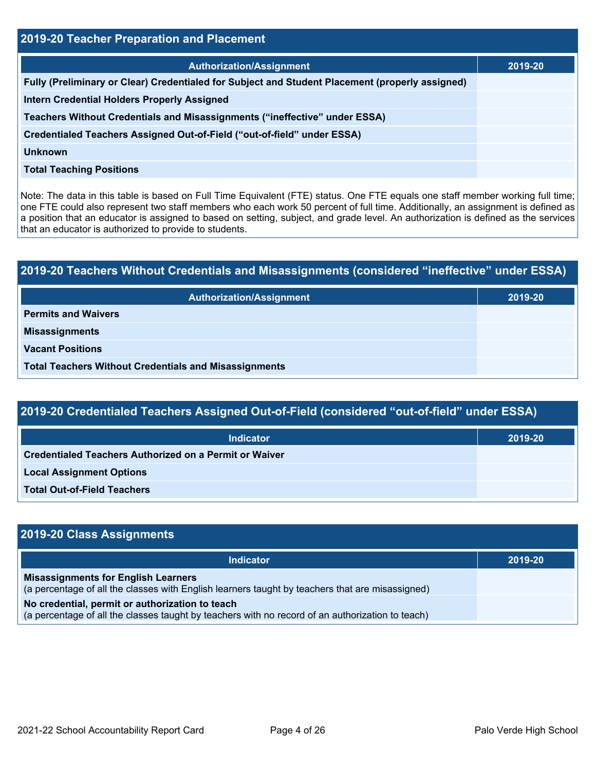## 2019-20 Teacher Preparation and Placement

| Authorization/Assignment | 2019-20 |
| --- | --- |
| Fully (Preliminary or Clear) Credentialed for Subject and Student Placement (properly assigned) | |
| Intern Credential Holders Properly Assigned | |
| Teachers Without Credentials and Misassignments ("ineffective" under ESSA) | |
| Credentialed Teachers Assigned Out-of-Field ("out-of-field" under ESSA) | |
| Unknown | |
| Total Teaching Positions | |

Note: The data in this table is based on Full Time Equivalent (FTE) status. One FTE equals one staff member working full time; one FTE could also represent two staff members who each work 50 percent of full time. Additionally, an assignment is defined as a position that an educator is assigned to based on setting, subject, and grade level. An authorization is defined as the services that an educator is authorized to provide to students.

## 2019-20 Teachers Without Credentials and Misassignments (considered "ineffective" under ESSA)

| Authorization/Assignment | 2019-20 |
| --- | --- |
| Permits and Waivers | |
| Misassignments | |
| Vacant Positions | |
| Total Teachers Without Credentials and Misassignments | |

## 2019-20 Credentialed Teachers Assigned Out-of-Field (considered "out-of-field" under ESSA)

| Indicator | 2019-20 |
| --- | --- |
| Credentialed Teachers Authorized on a Permit or Waiver | |
| Local Assignment Options | |
| Total Out-of-Field Teachers | |

## 2019-20 Class Assignments

| Indicator | 2019-20 |
| --- | --- |
| **Misassignments for English Learners** (a percentage of all the classes with English learners taught by teachers that are misassigned) | |
| **No credential, permit or authorization to teach** (a percentage of all the classes taught by teachers with no record of an authorization to teach) | |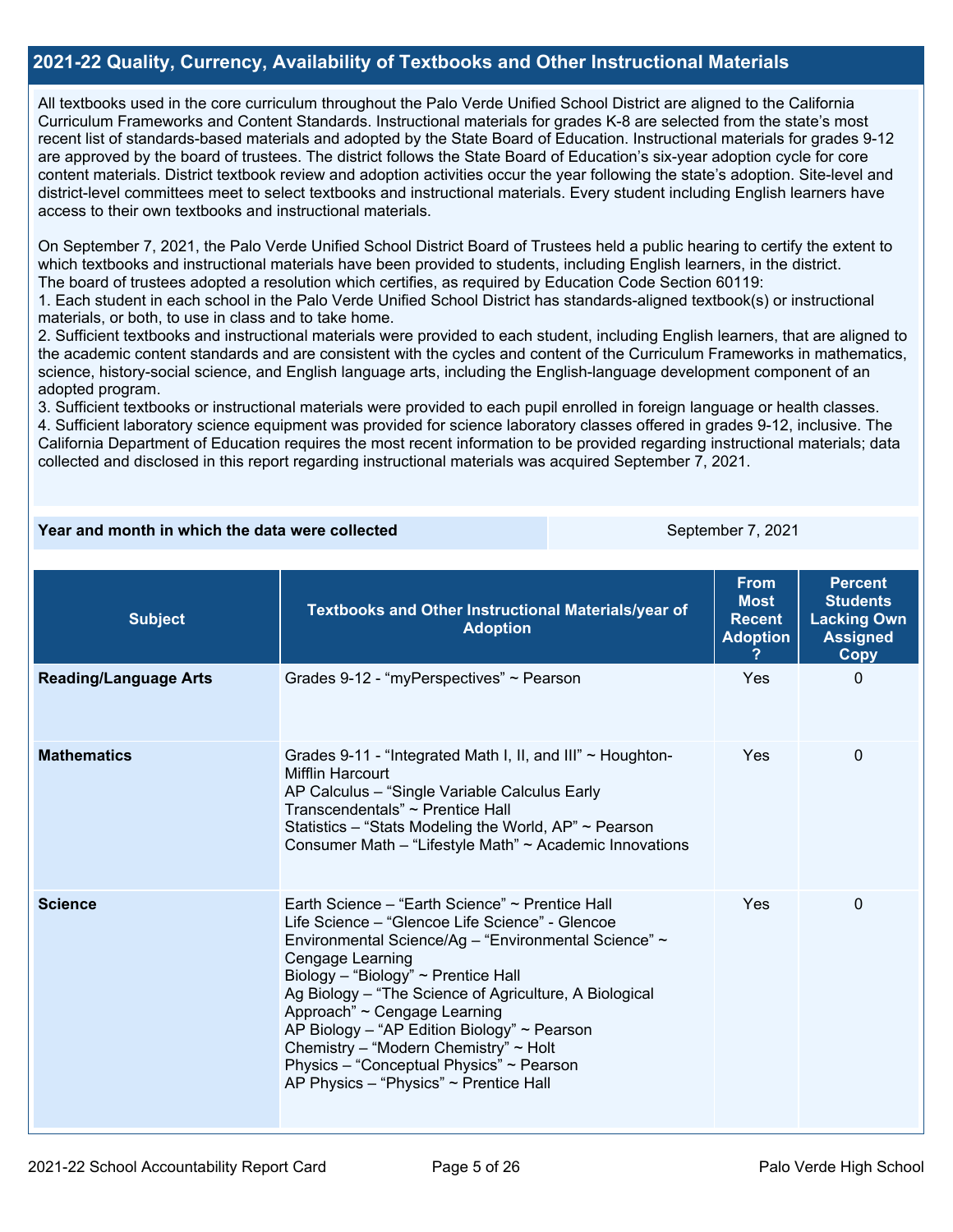## 2021-22 Quality, Currency, Availability of Textbooks and Other Instructional Materials

All textbooks used in the core curriculum throughout the Palo Verde Unified School District are aligned to the California Curriculum Frameworks and Content Standards. Instructional materials for grades K-8 are selected from the state's most recent list of standards-based materials and adopted by the State Board of Education. Instructional materials for grades 9-12 are approved by the board of trustees. The district follows the State Board of Education's six-year adoption cycle for core content materials. District textbook review and adoption activities occur the year following the state's adoption. Site-level and district-level committees meet to select textbooks and instructional materials. Every student including English learners have access to their own textbooks and instructional materials.

On September 7, 2021, the Palo Verde Unified School District Board of Trustees held a public hearing to certify the extent to which textbooks and instructional materials have been provided to students, including English learners, in the district.
The board of trustees adopted a resolution which certifies, as required by Education Code Section 60119:

1. Each student in each school in the Palo Verde Unified School District has standards-aligned textbook(s) or instructional materials, or both, to use in class and to take home.
2. Sufficient textbooks and instructional materials were provided to each student, including English learners, that are aligned to the academic content standards and are consistent with the cycles and content of the Curriculum Frameworks in mathematics, science, history-social science, and English language arts, including the English-language development component of an adopted program.
3. Sufficient textbooks or instructional materials were provided to each pupil enrolled in foreign language or health classes.
4. Sufficient laboratory science equipment was provided for science laboratory classes offered in grades 9-12, inclusive. The California Department of Education requires the most recent information to be provided regarding instructional materials; data collected and disclosed in this report regarding instructional materials was acquired September 7, 2021.

| Year and month in which the data were collected | September 7, 2021 |
|---|---|

| Subject | Textbooks and Other Instructional Materials/year of Adoption | From Most Recent Adoption ? | Percent Students Lacking Own Assigned Copy |
|---|---|---|---|
| **Reading/Language Arts** | Grades 9-12 - "myPerspectives" ~ Pearson | Yes | 0 |
| **Mathematics** | Grades 9-11 - "Integrated Math I, II, and III" ~ Houghton-Mifflin Harcourt<br>AP Calculus – "Single Variable Calculus Early Transcendentals" ~ Prentice Hall<br>Statistics – "Stats Modeling the World, AP" ~ Pearson<br>Consumer Math – "Lifestyle Math" ~ Academic Innovations | Yes | 0 |
| **Science** | Earth Science – "Earth Science" ~ Prentice Hall<br>Life Science – "Glencoe Life Science" - Glencoe<br>Environmental Science/Ag – "Environmental Science" ~ Cengage Learning<br>Biology – "Biology" ~ Prentice Hall<br>Ag Biology – "The Science of Agriculture, A Biological Approach" ~ Cengage Learning<br>AP Biology – "AP Edition Biology" ~ Pearson<br>Chemistry – "Modern Chemistry" ~ Holt<br>Physics – "Conceptual Physics" ~ Pearson<br>AP Physics – "Physics" ~ Prentice Hall | Yes | 0 |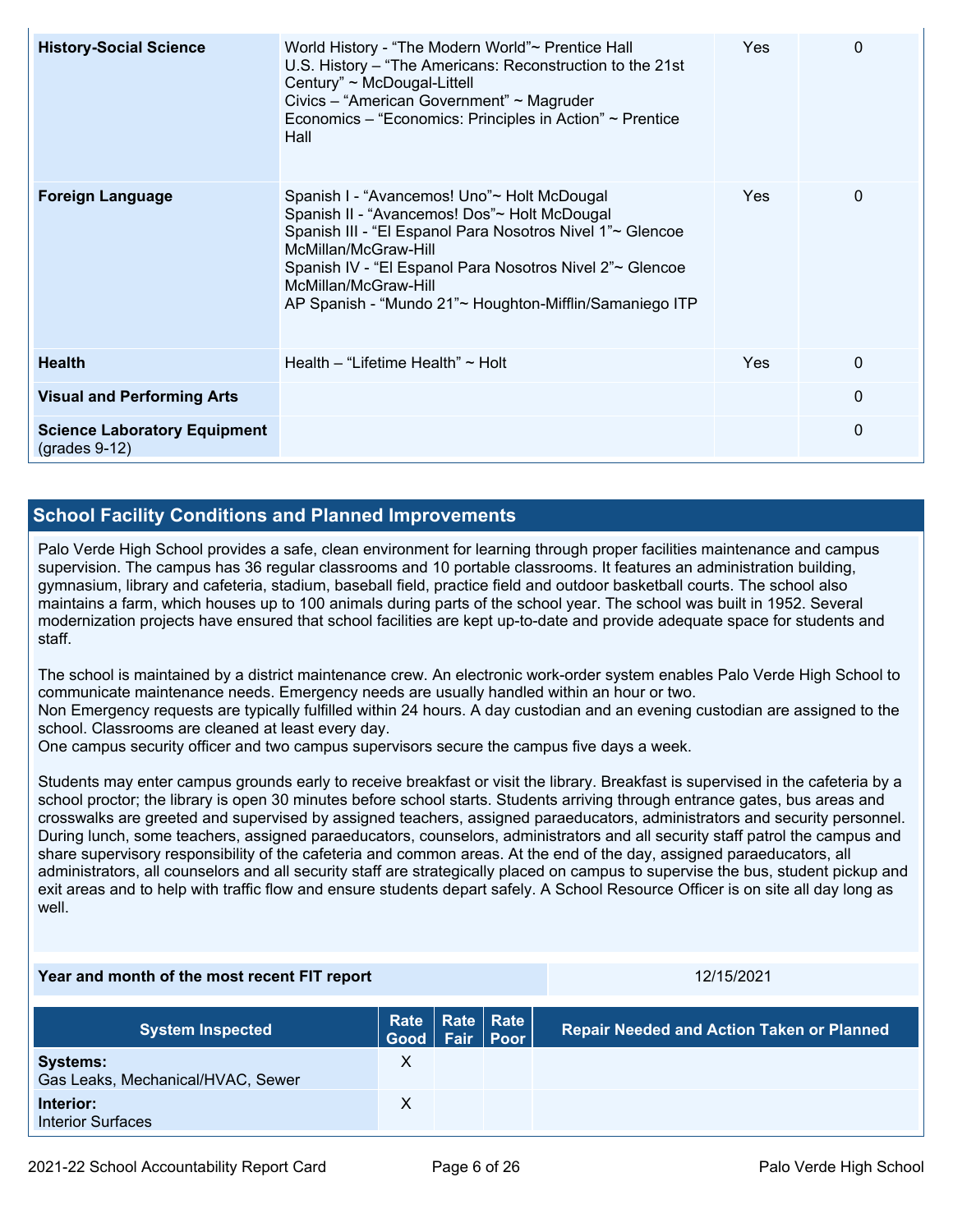| History-Social Science | World History - "The Modern World"~ Prentice Hall<br>U.S. History – "The Americans: Reconstruction to the 21st Century" ~ McDougal-Littell<br>Civics – "American Government" ~ Magruder<br>Economics – "Economics: Principles in Action" ~ Prentice Hall | Yes | 0 |
|---|---|---|---|
| **Foreign Language** | Spanish I - "Avancemos! Uno"~ Holt McDougal<br>Spanish II - "Avancemos! Dos"~ Holt McDougal<br>Spanish III - "El Espanol Para Nosotros Nivel 1"~ Glencoe McMillan/McGraw-Hill<br>Spanish IV - "El Espanol Para Nosotros Nivel 2"~ Glencoe McMillan/McGraw-Hill<br>AP Spanish - "Mundo 21"~ Houghton-Mifflin/Samaniego ITP | Yes | 0 |
| **Health** | Health – "Lifetime Health" ~ Holt | Yes | 0 |
| **Visual and Performing Arts** | | | 0 |
| **Science Laboratory Equipment** (grades 9-12) | | | 0 |

## School Facility Conditions and Planned Improvements

Palo Verde High School provides a safe, clean environment for learning through proper facilities maintenance and campus supervision. The campus has 36 regular classrooms and 10 portable classrooms. It features an administration building, gymnasium, library and cafeteria, stadium, baseball field, practice field and outdoor basketball courts. The school also maintains a farm, which houses up to 100 animals during parts of the school year. The school was built in 1952. Several modernization projects have ensured that school facilities are kept up-to-date and provide adequate space for students and staff.

The school is maintained by a district maintenance crew. An electronic work-order system enables Palo Verde High School to communicate maintenance needs. Emergency needs are usually handled within an hour or two.
Non Emergency requests are typically fulfilled within 24 hours. A day custodian and an evening custodian are assigned to the school. Classrooms are cleaned at least every day.
One campus security officer and two campus supervisors secure the campus five days a week.

Students may enter campus grounds early to receive breakfast or visit the library. Breakfast is supervised in the cafeteria by a school proctor; the library is open 30 minutes before school starts. Students arriving through entrance gates, bus areas and crosswalks are greeted and supervised by assigned teachers, assigned paraeducators, administrators and security personnel. During lunch, some teachers, assigned paraeducators, counselors, administrators and all security staff patrol the campus and share supervisory responsibility of the cafeteria and common areas. At the end of the day, assigned paraeducators, all administrators, all counselors and all security staff are strategically placed on campus to supervise the bus, student pickup and exit areas and to help with traffic flow and ensure students depart safely. A School Resource Officer is on site all day long as well.

| Year and month of the most recent FIT report | 12/15/2021 |
|---|---|

| System Inspected | Rate Good | Rate Fair | Rate Poor | Repair Needed and Action Taken or Planned |
|---|---|---|---|---|
| **Systems:**<br>Gas Leaks, Mechanical/HVAC, Sewer | X | | | |
| **Interior:**<br>Interior Surfaces | X | | | |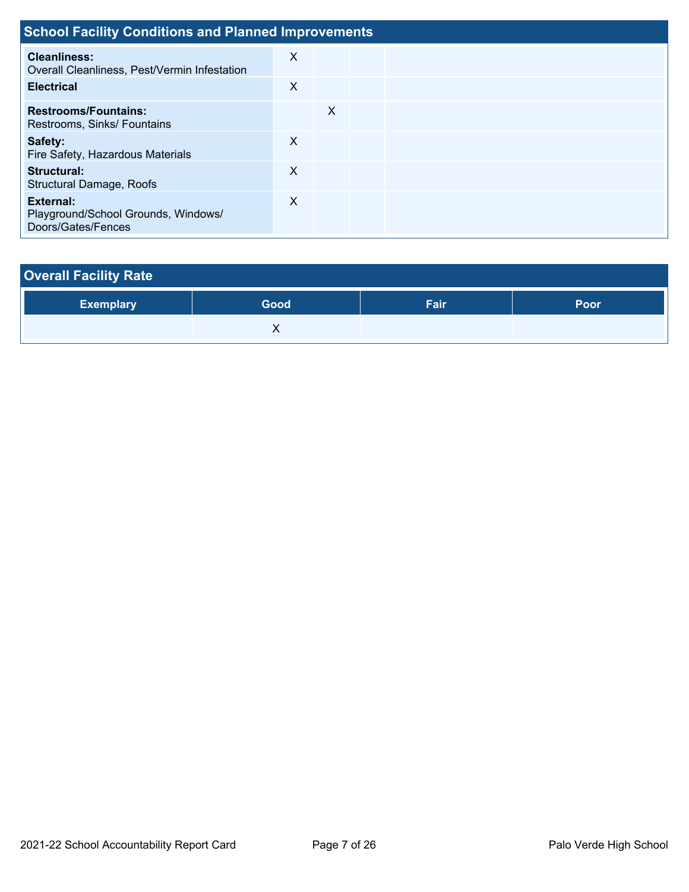## School Facility Conditions and Planned Improvements

| | | | | |
|---|---|---|---|---|
| **Cleanliness:** Overall Cleanliness, Pest/Vermin Infestation | X | | | |
| **Electrical** | X | | | |
| **Restrooms/Fountains:** Restrooms, Sinks/ Fountains | | X | | |
| **Safety:** Fire Safety, Hazardous Materials | X | | | |
| **Structural:** Structural Damage, Roofs | X | | | |
| **External:** Playground/School Grounds, Windows/ Doors/Gates/Fences | X | | | |

## Overall Facility Rate

| Exemplary | Good | Fair | Poor |
|---|---|---|---|
| | X | | |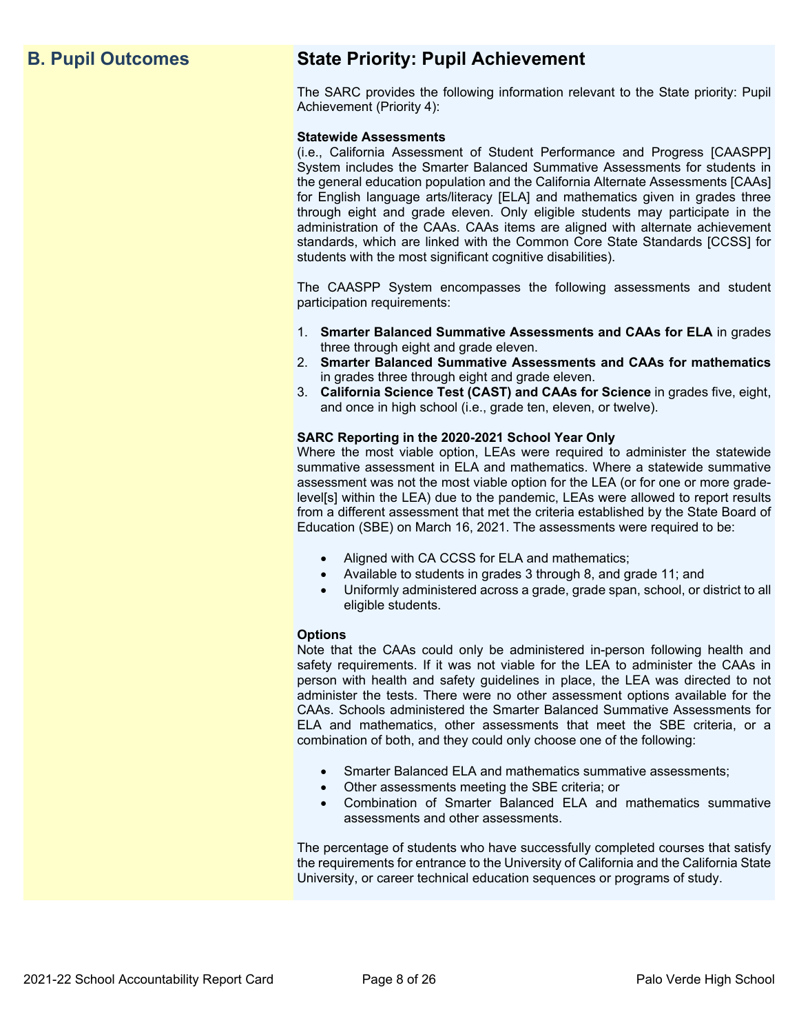## B. Pupil Outcomes

## State Priority: Pupil Achievement

The SARC provides the following information relevant to the State priority: Pupil Achievement (Priority 4):

**Statewide Assessments**
(i.e., California Assessment of Student Performance and Progress [CAASPP] System includes the Smarter Balanced Summative Assessments for students in the general education population and the California Alternate Assessments [CAAs] for English language arts/literacy [ELA] and mathematics given in grades three through eight and grade eleven. Only eligible students may participate in the administration of the CAAs. CAAs items are aligned with alternate achievement standards, which are linked with the Common Core State Standards [CCSS] for students with the most significant cognitive disabilities).

The CAASPP System encompasses the following assessments and student participation requirements:

1. **Smarter Balanced Summative Assessments and CAAs for ELA** in grades three through eight and grade eleven.
2. **Smarter Balanced Summative Assessments and CAAs for mathematics** in grades three through eight and grade eleven.
3. **California Science Test (CAST) and CAAs for Science** in grades five, eight, and once in high school (i.e., grade ten, eleven, or twelve).

**SARC Reporting in the 2020-2021 School Year Only**
Where the most viable option, LEAs were required to administer the statewide summative assessment in ELA and mathematics. Where a statewide summative assessment was not the most viable option for the LEA (or for one or more grade-level[s] within the LEA) due to the pandemic, LEAs were allowed to report results from a different assessment that met the criteria established by the State Board of Education (SBE) on March 16, 2021. The assessments were required to be:

- Aligned with CA CCSS for ELA and mathematics;
- Available to students in grades 3 through 8, and grade 11; and
- Uniformly administered across a grade, grade span, school, or district to all eligible students.

**Options**
Note that the CAAs could only be administered in-person following health and safety requirements. If it was not viable for the LEA to administer the CAAs in person with health and safety guidelines in place, the LEA was directed to not administer the tests. There were no other assessment options available for the CAAs. Schools administered the Smarter Balanced Summative Assessments for ELA and mathematics, other assessments that meet the SBE criteria, or a combination of both, and they could only choose one of the following:

- Smarter Balanced ELA and mathematics summative assessments;
- Other assessments meeting the SBE criteria; or
- Combination of Smarter Balanced ELA and mathematics summative assessments and other assessments.

The percentage of students who have successfully completed courses that satisfy the requirements for entrance to the University of California and the California State University, or career technical education sequences or programs of study.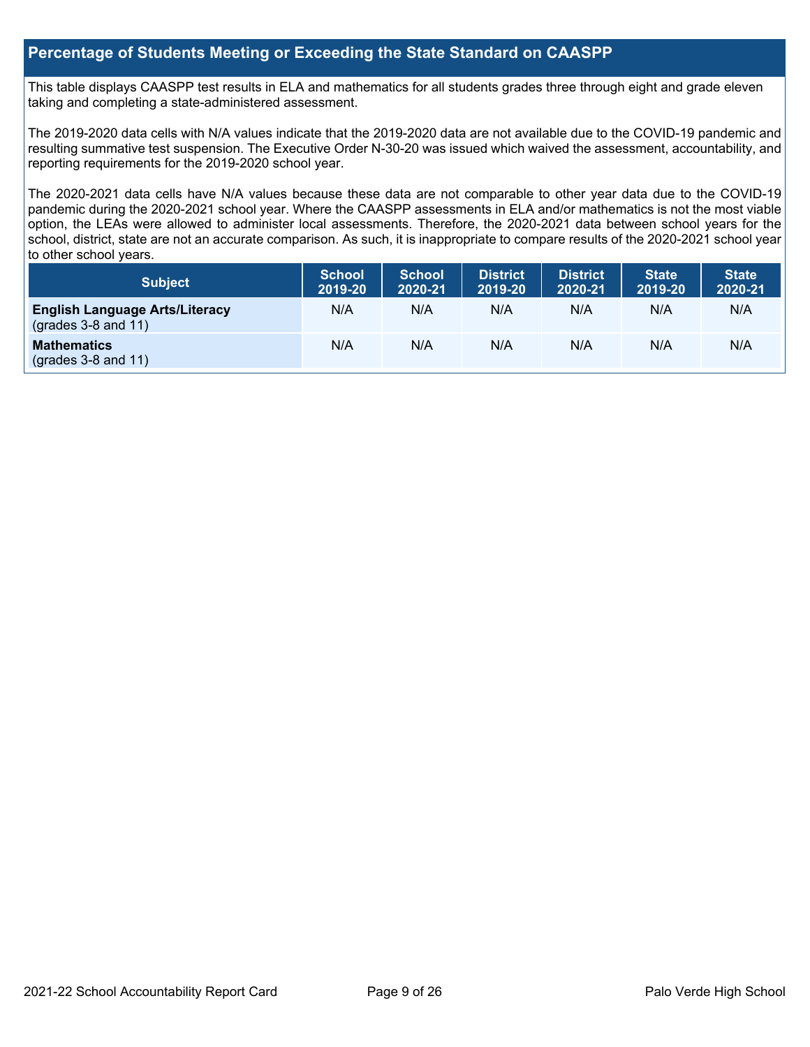## Percentage of Students Meeting or Exceeding the State Standard on CAASPP

This table displays CAASPP test results in ELA and mathematics for all students grades three through eight and grade eleven taking and completing a state-administered assessment.

The 2019-2020 data cells with N/A values indicate that the 2019-2020 data are not available due to the COVID-19 pandemic and resulting summative test suspension. The Executive Order N-30-20 was issued which waived the assessment, accountability, and reporting requirements for the 2019-2020 school year.

The 2020-2021 data cells have N/A values because these data are not comparable to other year data due to the COVID-19 pandemic during the 2020-2021 school year. Where the CAASPP assessments in ELA and/or mathematics is not the most viable option, the LEAs were allowed to administer local assessments. Therefore, the 2020-2021 data between school years for the school, district, state are not an accurate comparison. As such, it is inappropriate to compare results of the 2020-2021 school year to other school years.

| Subject | School 2019-20 | School 2020-21 | District 2019-20 | District 2020-21 | State 2019-20 | State 2020-21 |
|---|---|---|---|---|---|---|
| **English Language Arts/Literacy** (grades 3-8 and 11) | N/A | N/A | N/A | N/A | N/A | N/A |
| **Mathematics** (grades 3-8 and 11) | N/A | N/A | N/A | N/A | N/A | N/A |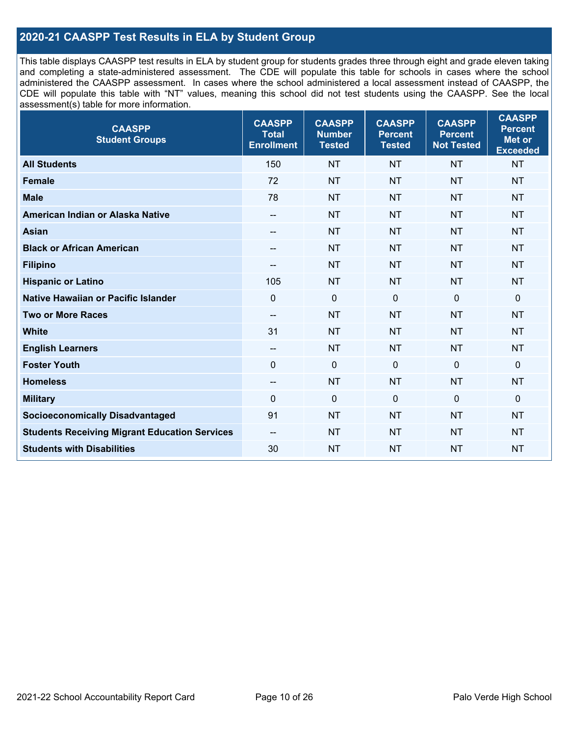## 2020-21 CAASPP Test Results in ELA by Student Group

This table displays CAASPP test results in ELA by student group for students grades three through eight and grade eleven taking and completing a state-administered assessment. The CDE will populate this table for schools in cases where the school administered the CAASPP assessment. In cases where the school administered a local assessment instead of CAASPP, the CDE will populate this table with "NT" values, meaning this school did not test students using the CAASPP. See the local assessment(s) table for more information.

| CAASPP Student Groups | CAASPP Total Enrollment | CAASPP Number Tested | CAASPP Percent Tested | CAASPP Percent Not Tested | CAASPP Percent Met or Exceeded |
|---|---|---|---|---|---|
| **All Students** | 150 | NT | NT | NT | NT |
| **Female** | 72 | NT | NT | NT | NT |
| **Male** | 78 | NT | NT | NT | NT |
| **American Indian or Alaska Native** | -- | NT | NT | NT | NT |
| **Asian** | -- | NT | NT | NT | NT |
| **Black or African American** | -- | NT | NT | NT | NT |
| **Filipino** | -- | NT | NT | NT | NT |
| **Hispanic or Latino** | 105 | NT | NT | NT | NT |
| **Native Hawaiian or Pacific Islander** | 0 | 0 | 0 | 0 | 0 |
| **Two or More Races** | -- | NT | NT | NT | NT |
| **White** | 31 | NT | NT | NT | NT |
| **English Learners** | -- | NT | NT | NT | NT |
| **Foster Youth** | 0 | 0 | 0 | 0 | 0 |
| **Homeless** | -- | NT | NT | NT | NT |
| **Military** | 0 | 0 | 0 | 0 | 0 |
| **Socioeconomically Disadvantaged** | 91 | NT | NT | NT | NT |
| **Students Receiving Migrant Education Services** | -- | NT | NT | NT | NT |
| **Students with Disabilities** | 30 | NT | NT | NT | NT |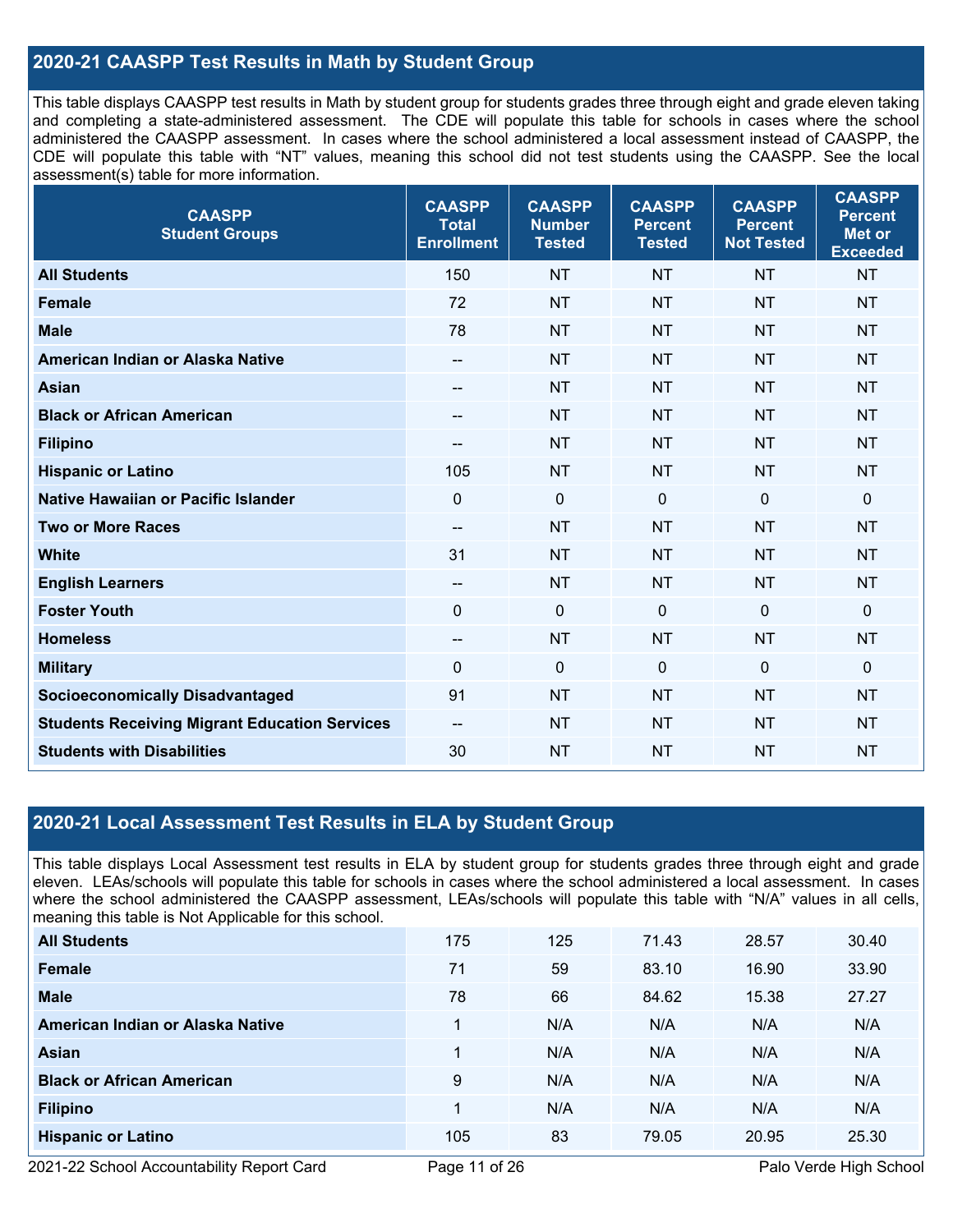## 2020-21 CAASPP Test Results in Math by Student Group

This table displays CAASPP test results in Math by student group for students grades three through eight and grade eleven taking and completing a state-administered assessment. The CDE will populate this table for schools in cases where the school administered the CAASPP assessment. In cases where the school administered a local assessment instead of CAASPP, the CDE will populate this table with "NT" values, meaning this school did not test students using the CAASPP. See the local assessment(s) table for more information.

| CAASPP Student Groups | CAASPP Total Enrollment | CAASPP Number Tested | CAASPP Percent Tested | CAASPP Percent Not Tested | CAASPP Percent Met or Exceeded |
|---|---|---|---|---|---|
| **All Students** | 150 | NT | NT | NT | NT |
| **Female** | 72 | NT | NT | NT | NT |
| **Male** | 78 | NT | NT | NT | NT |
| **American Indian or Alaska Native** | -- | NT | NT | NT | NT |
| **Asian** | -- | NT | NT | NT | NT |
| **Black or African American** | -- | NT | NT | NT | NT |
| **Filipino** | -- | NT | NT | NT | NT |
| **Hispanic or Latino** | 105 | NT | NT | NT | NT |
| **Native Hawaiian or Pacific Islander** | 0 | 0 | 0 | 0 | 0 |
| **Two or More Races** | -- | NT | NT | NT | NT |
| **White** | 31 | NT | NT | NT | NT |
| **English Learners** | -- | NT | NT | NT | NT |
| **Foster Youth** | 0 | 0 | 0 | 0 | 0 |
| **Homeless** | -- | NT | NT | NT | NT |
| **Military** | 0 | 0 | 0 | 0 | 0 |
| **Socioeconomically Disadvantaged** | 91 | NT | NT | NT | NT |
| **Students Receiving Migrant Education Services** | -- | NT | NT | NT | NT |
| **Students with Disabilities** | 30 | NT | NT | NT | NT |

## 2020-21 Local Assessment Test Results in ELA by Student Group

This table displays Local Assessment test results in ELA by student group for students grades three through eight and grade eleven. LEAs/schools will populate this table for schools in cases where the school administered a local assessment. In cases where the school administered the CAASPP assessment, LEAs/schools will populate this table with "N/A" values in all cells, meaning this table is Not Applicable for this school.

| | | | | | |
|---|---|---|---|---|---|
| **All Students** | 175 | 125 | 71.43 | 28.57 | 30.40 |
| **Female** | 71 | 59 | 83.10 | 16.90 | 33.90 |
| **Male** | 78 | 66 | 84.62 | 15.38 | 27.27 |
| **American Indian or Alaska Native** | 1 | N/A | N/A | N/A | N/A |
| **Asian** | 1 | N/A | N/A | N/A | N/A |
| **Black or African American** | 9 | N/A | N/A | N/A | N/A |
| **Filipino** | 1 | N/A | N/A | N/A | N/A |
| **Hispanic or Latino** | 105 | 83 | 79.05 | 20.95 | 25.30 |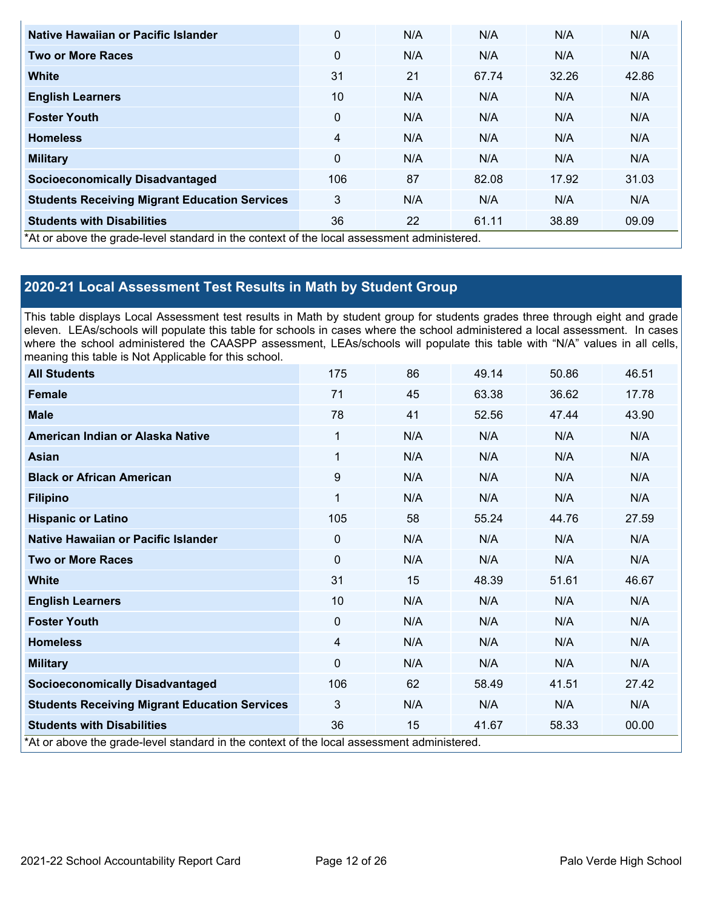| | | | | | |
|---|---|---|---|---|---|
| **Native Hawaiian or Pacific Islander** | 0 | N/A | N/A | N/A | N/A |
| **Two or More Races** | 0 | N/A | N/A | N/A | N/A |
| **White** | 31 | 21 | 67.74 | 32.26 | 42.86 |
| **English Learners** | 10 | N/A | N/A | N/A | N/A |
| **Foster Youth** | 0 | N/A | N/A | N/A | N/A |
| **Homeless** | 4 | N/A | N/A | N/A | N/A |
| **Military** | 0 | N/A | N/A | N/A | N/A |
| **Socioeconomically Disadvantaged** | 106 | 87 | 82.08 | 17.92 | 31.03 |
| **Students Receiving Migrant Education Services** | 3 | N/A | N/A | N/A | N/A |
| **Students with Disabilities** | 36 | 22 | 61.11 | 38.89 | 09.09 |

*At or above the grade-level standard in the context of the local assessment administered.

## 2020-21 Local Assessment Test Results in Math by Student Group

This table displays Local Assessment test results in Math by student group for students grades three through eight and grade eleven. LEAs/schools will populate this table for schools in cases where the school administered a local assessment. In cases where the school administered the CAASPP assessment, LEAs/schools will populate this table with "N/A" values in all cells, meaning this table is Not Applicable for this school.

| | | | | | |
|---|---|---|---|---|---|
| **All Students** | 175 | 86 | 49.14 | 50.86 | 46.51 |
| **Female** | 71 | 45 | 63.38 | 36.62 | 17.78 |
| **Male** | 78 | 41 | 52.56 | 47.44 | 43.90 |
| **American Indian or Alaska Native** | 1 | N/A | N/A | N/A | N/A |
| **Asian** | 1 | N/A | N/A | N/A | N/A |
| **Black or African American** | 9 | N/A | N/A | N/A | N/A |
| **Filipino** | 1 | N/A | N/A | N/A | N/A |
| **Hispanic or Latino** | 105 | 58 | 55.24 | 44.76 | 27.59 |
| **Native Hawaiian or Pacific Islander** | 0 | N/A | N/A | N/A | N/A |
| **Two or More Races** | 0 | N/A | N/A | N/A | N/A |
| **White** | 31 | 15 | 48.39 | 51.61 | 46.67 |
| **English Learners** | 10 | N/A | N/A | N/A | N/A |
| **Foster Youth** | 0 | N/A | N/A | N/A | N/A |
| **Homeless** | 4 | N/A | N/A | N/A | N/A |
| **Military** | 0 | N/A | N/A | N/A | N/A |
| **Socioeconomically Disadvantaged** | 106 | 62 | 58.49 | 41.51 | 27.42 |
| **Students Receiving Migrant Education Services** | 3 | N/A | N/A | N/A | N/A |
| **Students with Disabilities** | 36 | 15 | 41.67 | 58.33 | 00.00 |

*At or above the grade-level standard in the context of the local assessment administered.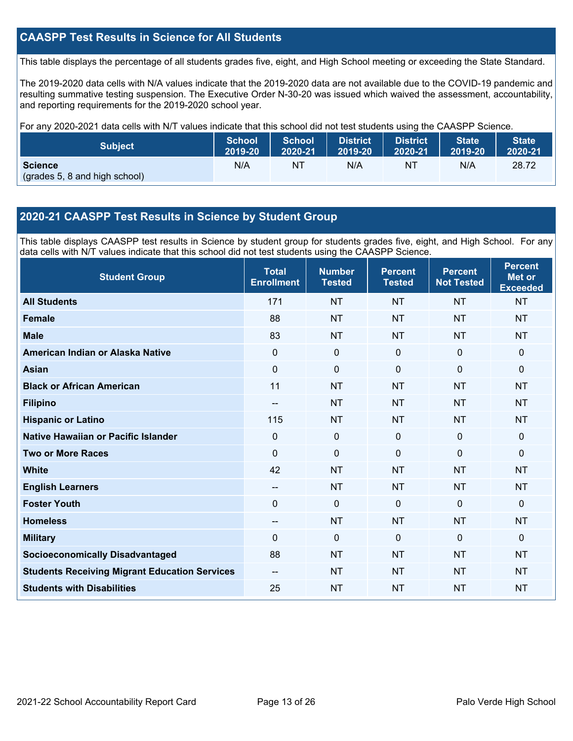## CAASPP Test Results in Science for All Students

This table displays the percentage of all students grades five, eight, and High School meeting or exceeding the State Standard.

The 2019-2020 data cells with N/A values indicate that the 2019-2020 data are not available due to the COVID-19 pandemic and resulting summative testing suspension. The Executive Order N-30-20 was issued which waived the assessment, accountability, and reporting requirements for the 2019-2020 school year.

For any 2020-2021 data cells with N/T values indicate that this school did not test students using the CAASPP Science.

| Subject | School 2019-20 | School 2020-21 | District 2019-20 | District 2020-21 | State 2019-20 | State 2020-21 |
|---|---|---|---|---|---|---|
| **Science** (grades 5, 8 and high school) | N/A | NT | N/A | NT | N/A | 28.72 |

## 2020-21 CAASPP Test Results in Science by Student Group

This table displays CAASPP test results in Science by student group for students grades five, eight, and High School. For any data cells with N/T values indicate that this school did not test students using the CAASPP Science.

| Student Group | Total Enrollment | Number Tested | Percent Tested | Percent Not Tested | Percent Met or Exceeded |
|---|---|---|---|---|---|
| **All Students** | 171 | NT | NT | NT | NT |
| **Female** | 88 | NT | NT | NT | NT |
| **Male** | 83 | NT | NT | NT | NT |
| **American Indian or Alaska Native** | 0 | 0 | 0 | 0 | 0 |
| **Asian** | 0 | 0 | 0 | 0 | 0 |
| **Black or African American** | 11 | NT | NT | NT | NT |
| **Filipino** | -- | NT | NT | NT | NT |
| **Hispanic or Latino** | 115 | NT | NT | NT | NT |
| **Native Hawaiian or Pacific Islander** | 0 | 0 | 0 | 0 | 0 |
| **Two or More Races** | 0 | 0 | 0 | 0 | 0 |
| **White** | 42 | NT | NT | NT | NT |
| **English Learners** | -- | NT | NT | NT | NT |
| **Foster Youth** | 0 | 0 | 0 | 0 | 0 |
| **Homeless** | -- | NT | NT | NT | NT |
| **Military** | 0 | 0 | 0 | 0 | 0 |
| **Socioeconomically Disadvantaged** | 88 | NT | NT | NT | NT |
| **Students Receiving Migrant Education Services** | -- | NT | NT | NT | NT |
| **Students with Disabilities** | 25 | NT | NT | NT | NT |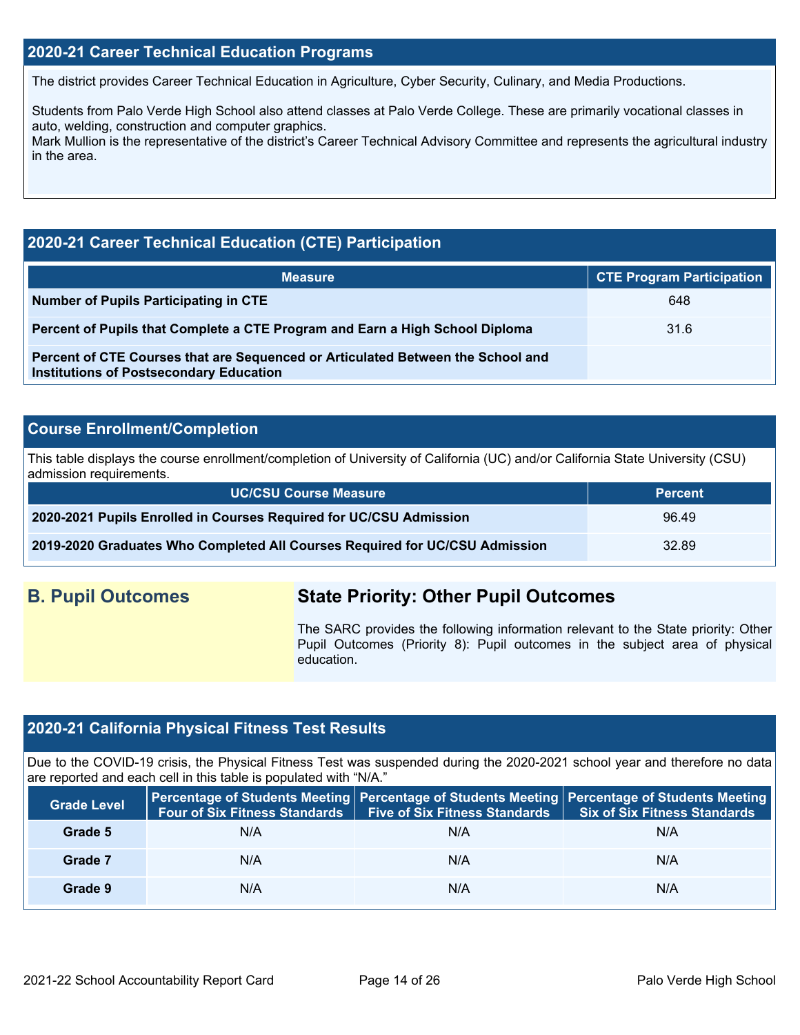## 2020-21 Career Technical Education Programs

The district provides Career Technical Education in Agriculture, Cyber Security, Culinary, and Media Productions.

Students from Palo Verde High School also attend classes at Palo Verde College. These are primarily vocational classes in auto, welding, construction and computer graphics.
Mark Mullion is the representative of the district's Career Technical Advisory Committee and represents the agricultural industry in the area.

## 2020-21 Career Technical Education (CTE) Participation

| Measure | CTE Program Participation |
|---|---|
| **Number of Pupils Participating in CTE** | 648 |
| **Percent of Pupils that Complete a CTE Program and Earn a High School Diploma** | 31.6 |
| **Percent of CTE Courses that are Sequenced or Articulated Between the School and Institutions of Postsecondary Education** | |

## Course Enrollment/Completion

This table displays the course enrollment/completion of University of California (UC) and/or California State University (CSU) admission requirements.

| UC/CSU Course Measure | Percent |
|---|---|
| **2020-2021 Pupils Enrolled in Courses Required for UC/CSU Admission** | 96.49 |
| **2019-2020 Graduates Who Completed All Courses Required for UC/CSU Admission** | 32.89 |

## B. Pupil Outcomes

### State Priority: Other Pupil Outcomes

The SARC provides the following information relevant to the State priority: Other Pupil Outcomes (Priority 8): Pupil outcomes in the subject area of physical education.

## 2020-21 California Physical Fitness Test Results

Due to the COVID-19 crisis, the Physical Fitness Test was suspended during the 2020-2021 school year and therefore no data are reported and each cell in this table is populated with "N/A."

| Grade Level | Percentage of Students Meeting Four of Six Fitness Standards | Percentage of Students Meeting Five of Six Fitness Standards | Percentage of Students Meeting Six of Six Fitness Standards |
|---|---|---|---|
| **Grade 5** | N/A | N/A | N/A |
| **Grade 7** | N/A | N/A | N/A |
| **Grade 9** | N/A | N/A | N/A |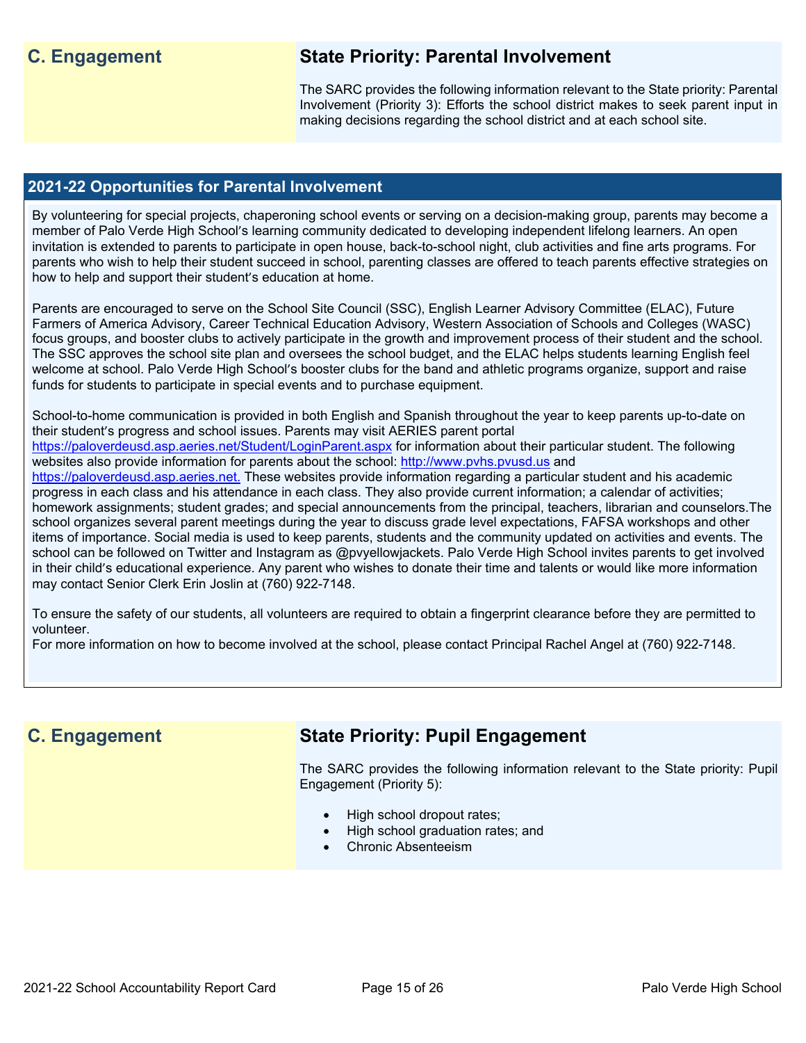## C. Engagement

### State Priority: Parental Involvement

The SARC provides the following information relevant to the State priority: Parental Involvement (Priority 3): Efforts the school district makes to seek parent input in making decisions regarding the school district and at each school site.

### 2021-22 Opportunities for Parental Involvement

By volunteering for special projects, chaperoning school events or serving on a decision-making group, parents may become a member of Palo Verde High School's learning community dedicated to developing independent lifelong learners. An open invitation is extended to parents to participate in open house, back-to-school night, club activities and fine arts programs. For parents who wish to help their student succeed in school, parenting classes are offered to teach parents effective strategies on how to help and support their student's education at home.

Parents are encouraged to serve on the School Site Council (SSC), English Learner Advisory Committee (ELAC), Future Farmers of America Advisory, Career Technical Education Advisory, Western Association of Schools and Colleges (WASC) focus groups, and booster clubs to actively participate in the growth and improvement process of their student and the school. The SSC approves the school site plan and oversees the school budget, and the ELAC helps students learning English feel welcome at school. Palo Verde High School's booster clubs for the band and athletic programs organize, support and raise funds for students to participate in special events and to purchase equipment.

School-to-home communication is provided in both English and Spanish throughout the year to keep parents up-to-date on their student's progress and school issues. Parents may visit AERIES parent portal https://paloverdeusd.asp.aeries.net/Student/LoginParent.aspx for information about their particular student. The following websites also provide information for parents about the school: http://www.pvhs.pvusd.us and https://paloverdeusd.asp.aeries.net. These websites provide information regarding a particular student and his academic progress in each class and his attendance in each class. They also provide current information; a calendar of activities; homework assignments; student grades; and special announcements from the principal, teachers, librarian and counselors.The school organizes several parent meetings during the year to discuss grade level expectations, FAFSA workshops and other items of importance. Social media is used to keep parents, students and the community updated on activities and events. The school can be followed on Twitter and Instagram as @pvyellowjackets. Palo Verde High School invites parents to get involved in their child's educational experience. Any parent who wishes to donate their time and talents or would like more information may contact Senior Clerk Erin Joslin at (760) 922-7148.

To ensure the safety of our students, all volunteers are required to obtain a fingerprint clearance before they are permitted to volunteer.
For more information on how to become involved at the school, please contact Principal Rachel Angel at (760) 922-7148.

## C. Engagement

### State Priority: Pupil Engagement

The SARC provides the following information relevant to the State priority: Pupil Engagement (Priority 5):

- High school dropout rates;
- High school graduation rates; and
- Chronic Absenteeism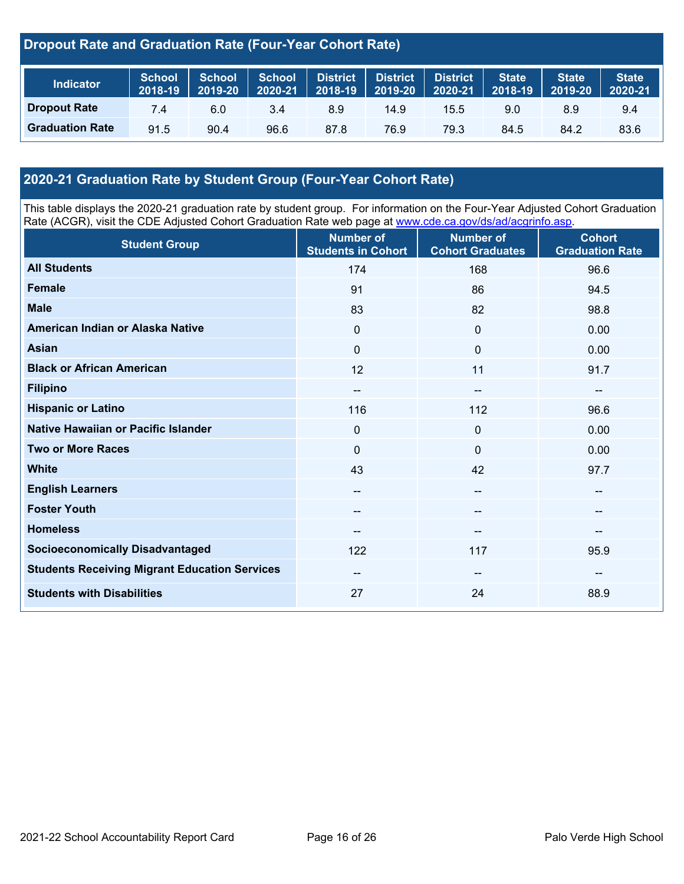## Dropout Rate and Graduation Rate (Four-Year Cohort Rate)

| Indicator | School 2018-19 | School 2019-20 | School 2020-21 | District 2018-19 | District 2019-20 | District 2020-21 | State 2018-19 | State 2019-20 | State 2020-21 |
|---|---|---|---|---|---|---|---|---|---|
| Dropout Rate | 7.4 | 6.0 | 3.4 | 8.9 | 14.9 | 15.5 | 9.0 | 8.9 | 9.4 |
| Graduation Rate | 91.5 | 90.4 | 96.6 | 87.8 | 76.9 | 79.3 | 84.5 | 84.2 | 83.6 |

## 2020-21 Graduation Rate by Student Group (Four-Year Cohort Rate)

This table displays the 2020-21 graduation rate by student group. For information on the Four-Year Adjusted Cohort Graduation Rate (ACGR), visit the CDE Adjusted Cohort Graduation Rate web page at www.cde.ca.gov/ds/ad/acgrinfo.asp.

| Student Group | Number of Students in Cohort | Number of Cohort Graduates | Cohort Graduation Rate |
|---|---|---|---|
| All Students | 174 | 168 | 96.6 |
| Female | 91 | 86 | 94.5 |
| Male | 83 | 82 | 98.8 |
| American Indian or Alaska Native | 0 | 0 | 0.00 |
| Asian | 0 | 0 | 0.00 |
| Black or African American | 12 | 11 | 91.7 |
| Filipino | -- | -- | -- |
| Hispanic or Latino | 116 | 112 | 96.6 |
| Native Hawaiian or Pacific Islander | 0 | 0 | 0.00 |
| Two or More Races | 0 | 0 | 0.00 |
| White | 43 | 42 | 97.7 |
| English Learners | -- | -- | -- |
| Foster Youth | -- | -- | -- |
| Homeless | -- | -- | -- |
| Socioeconomically Disadvantaged | 122 | 117 | 95.9 |
| Students Receiving Migrant Education Services | -- | -- | -- |
| Students with Disabilities | 27 | 24 | 88.9 |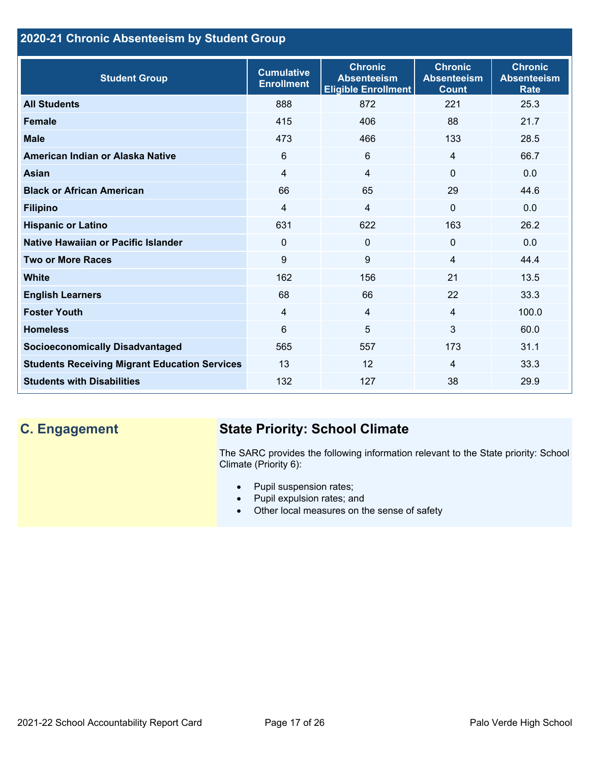## 2020-21 Chronic Absenteeism by Student Group

| Student Group | Cumulative Enrollment | Chronic Absenteeism Eligible Enrollment | Chronic Absenteeism Count | Chronic Absenteeism Rate |
|---|---|---|---|---|
| **All Students** | 888 | 872 | 221 | 25.3 |
| **Female** | 415 | 406 | 88 | 21.7 |
| **Male** | 473 | 466 | 133 | 28.5 |
| **American Indian or Alaska Native** | 6 | 6 | 4 | 66.7 |
| **Asian** | 4 | 4 | 0 | 0.0 |
| **Black or African American** | 66 | 65 | 29 | 44.6 |
| **Filipino** | 4 | 4 | 0 | 0.0 |
| **Hispanic or Latino** | 631 | 622 | 163 | 26.2 |
| **Native Hawaiian or Pacific Islander** | 0 | 0 | 0 | 0.0 |
| **Two or More Races** | 9 | 9 | 4 | 44.4 |
| **White** | 162 | 156 | 21 | 13.5 |
| **English Learners** | 68 | 66 | 22 | 33.3 |
| **Foster Youth** | 4 | 4 | 4 | 100.0 |
| **Homeless** | 6 | 5 | 3 | 60.0 |
| **Socioeconomically Disadvantaged** | 565 | 557 | 173 | 31.1 |
| **Students Receiving Migrant Education Services** | 13 | 12 | 4 | 33.3 |
| **Students with Disabilities** | 132 | 127 | 38 | 29.9 |

## C. Engagement

### State Priority: School Climate

The SARC provides the following information relevant to the State priority: School Climate (Priority 6):

- Pupil suspension rates;
- Pupil expulsion rates; and
- Other local measures on the sense of safety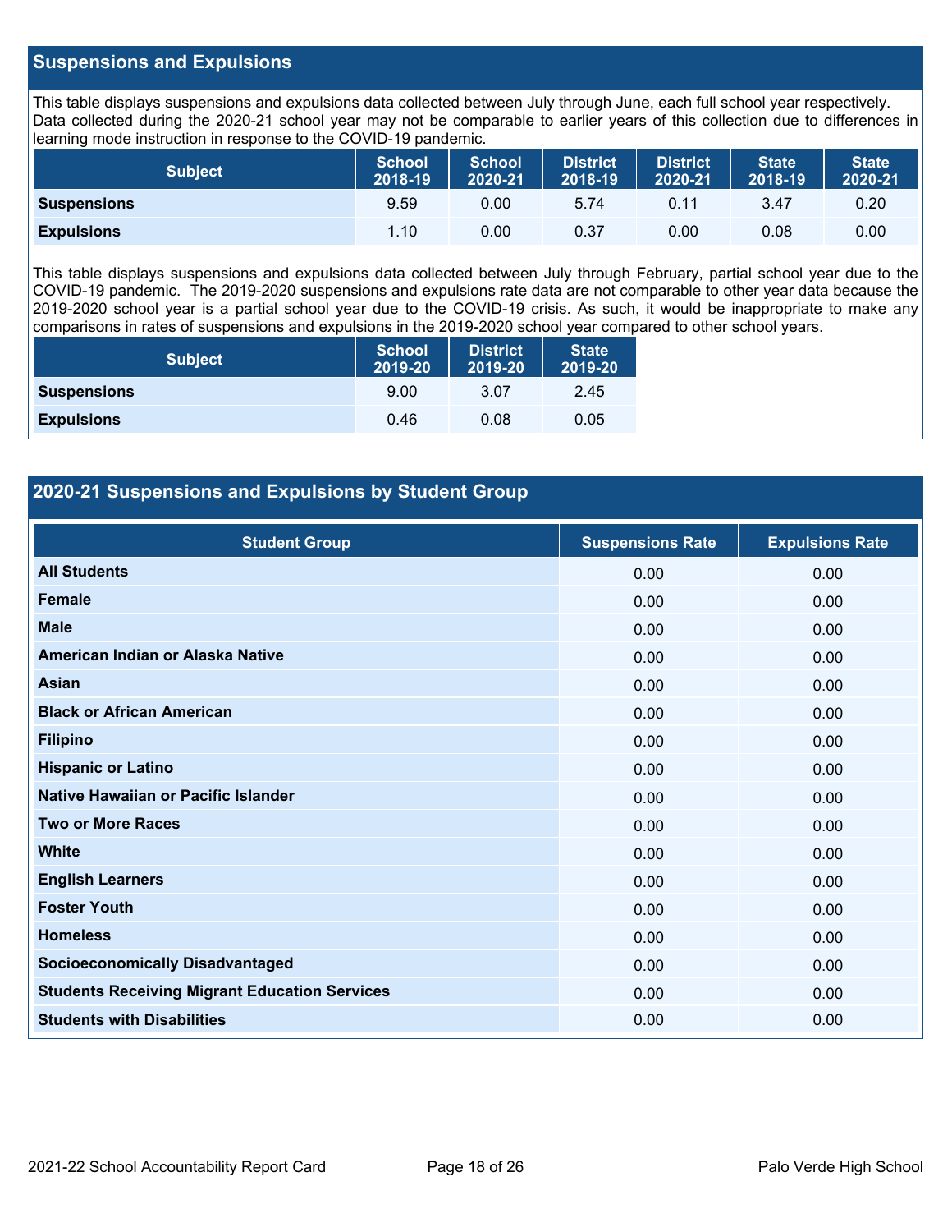## Suspensions and Expulsions

This table displays suspensions and expulsions data collected between July through June, each full school year respectively. Data collected during the 2020-21 school year may not be comparable to earlier years of this collection due to differences in learning mode instruction in response to the COVID-19 pandemic.

| Subject | School 2018-19 | School 2020-21 | District 2018-19 | District 2020-21 | State 2018-19 | State 2020-21 |
|---|---|---|---|---|---|---|
| **Suspensions** | 9.59 | 0.00 | 5.74 | 0.11 | 3.47 | 0.20 |
| **Expulsions** | 1.10 | 0.00 | 0.37 | 0.00 | 0.08 | 0.00 |

This table displays suspensions and expulsions data collected between July through February, partial school year due to the COVID-19 pandemic. The 2019-2020 suspensions and expulsions rate data are not comparable to other year data because the 2019-2020 school year is a partial school year due to the COVID-19 crisis. As such, it would be inappropriate to make any comparisons in rates of suspensions and expulsions in the 2019-2020 school year compared to other school years.

| Subject | School 2019-20 | District 2019-20 | State 2019-20 |
|---|---|---|---|
| **Suspensions** | 9.00 | 3.07 | 2.45 |
| **Expulsions** | 0.46 | 0.08 | 0.05 |

## 2020-21 Suspensions and Expulsions by Student Group

| Student Group | Suspensions Rate | Expulsions Rate |
|---|---|---|
| **All Students** | 0.00 | 0.00 |
| **Female** | 0.00 | 0.00 |
| **Male** | 0.00 | 0.00 |
| **American Indian or Alaska Native** | 0.00 | 0.00 |
| **Asian** | 0.00 | 0.00 |
| **Black or African American** | 0.00 | 0.00 |
| **Filipino** | 0.00 | 0.00 |
| **Hispanic or Latino** | 0.00 | 0.00 |
| **Native Hawaiian or Pacific Islander** | 0.00 | 0.00 |
| **Two or More Races** | 0.00 | 0.00 |
| **White** | 0.00 | 0.00 |
| **English Learners** | 0.00 | 0.00 |
| **Foster Youth** | 0.00 | 0.00 |
| **Homeless** | 0.00 | 0.00 |
| **Socioeconomically Disadvantaged** | 0.00 | 0.00 |
| **Students Receiving Migrant Education Services** | 0.00 | 0.00 |
| **Students with Disabilities** | 0.00 | 0.00 |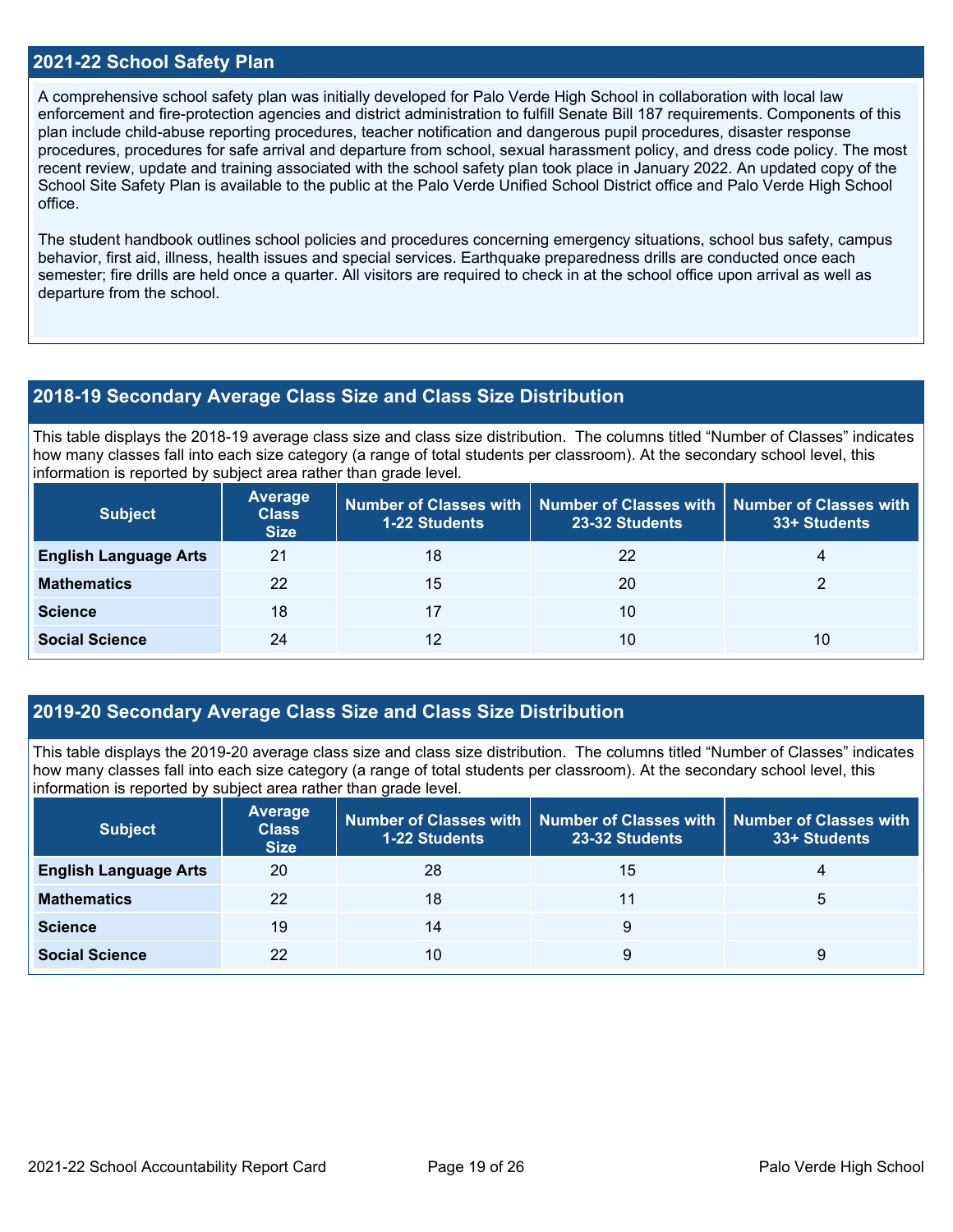## 2021-22 School Safety Plan

A comprehensive school safety plan was initially developed for Palo Verde High School in collaboration with local law enforcement and fire-protection agencies and district administration to fulfill Senate Bill 187 requirements. Components of this plan include child-abuse reporting procedures, teacher notification and dangerous pupil procedures, disaster response procedures, procedures for safe arrival and departure from school, sexual harassment policy, and dress code policy. The most recent review, update and training associated with the school safety plan took place in January 2022. An updated copy of the School Site Safety Plan is available to the public at the Palo Verde Unified School District office and Palo Verde High School office.

The student handbook outlines school policies and procedures concerning emergency situations, school bus safety, campus behavior, first aid, illness, health issues and special services. Earthquake preparedness drills are conducted once each semester; fire drills are held once a quarter. All visitors are required to check in at the school office upon arrival as well as departure from the school.

## 2018-19 Secondary Average Class Size and Class Size Distribution

This table displays the 2018-19 average class size and class size distribution. The columns titled "Number of Classes" indicates how many classes fall into each size category (a range of total students per classroom). At the secondary school level, this information is reported by subject area rather than grade level.

| Subject | Average Class Size | Number of Classes with 1-22 Students | Number of Classes with 23-32 Students | Number of Classes with 33+ Students |
|---|---|---|---|---|
| English Language Arts | 21 | 18 | 22 | 4 |
| Mathematics | 22 | 15 | 20 | 2 |
| Science | 18 | 17 | 10 | |
| Social Science | 24 | 12 | 10 | 10 |

## 2019-20 Secondary Average Class Size and Class Size Distribution

This table displays the 2019-20 average class size and class size distribution. The columns titled "Number of Classes" indicates how many classes fall into each size category (a range of total students per classroom). At the secondary school level, this information is reported by subject area rather than grade level.

| Subject | Average Class Size | Number of Classes with 1-22 Students | Number of Classes with 23-32 Students | Number of Classes with 33+ Students |
|---|---|---|---|---|
| English Language Arts | 20 | 28 | 15 | 4 |
| Mathematics | 22 | 18 | 11 | 5 |
| Science | 19 | 14 | 9 | |
| Social Science | 22 | 10 | 9 | 9 |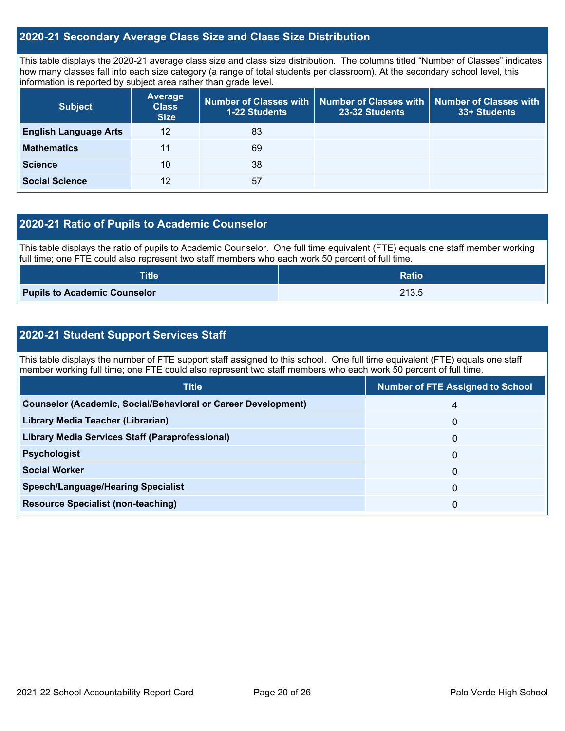## 2020-21 Secondary Average Class Size and Class Size Distribution

This table displays the 2020-21 average class size and class size distribution. The columns titled "Number of Classes" indicates how many classes fall into each size category (a range of total students per classroom). At the secondary school level, this information is reported by subject area rather than grade level.

| Subject | Average Class Size | Number of Classes with 1-22 Students | Number of Classes with 23-32 Students | Number of Classes with 33+ Students |
|---|---|---|---|---|
| **English Language Arts** | 12 | 83 | | |
| **Mathematics** | 11 | 69 | | |
| **Science** | 10 | 38 | | |
| **Social Science** | 12 | 57 | | |

## 2020-21 Ratio of Pupils to Academic Counselor

This table displays the ratio of pupils to Academic Counselor. One full time equivalent (FTE) equals one staff member working full time; one FTE could also represent two staff members who each work 50 percent of full time.

| Title | Ratio |
|---|---|
| **Pupils to Academic Counselor** | 213.5 |

## 2020-21 Student Support Services Staff

This table displays the number of FTE support staff assigned to this school. One full time equivalent (FTE) equals one staff member working full time; one FTE could also represent two staff members who each work 50 percent of full time.

| Title | Number of FTE Assigned to School |
|---|---|
| **Counselor (Academic, Social/Behavioral or Career Development)** | 4 |
| **Library Media Teacher (Librarian)** | 0 |
| **Library Media Services Staff (Paraprofessional)** | 0 |
| **Psychologist** | 0 |
| **Social Worker** | 0 |
| **Speech/Language/Hearing Specialist** | 0 |
| **Resource Specialist (non-teaching)** | 0 |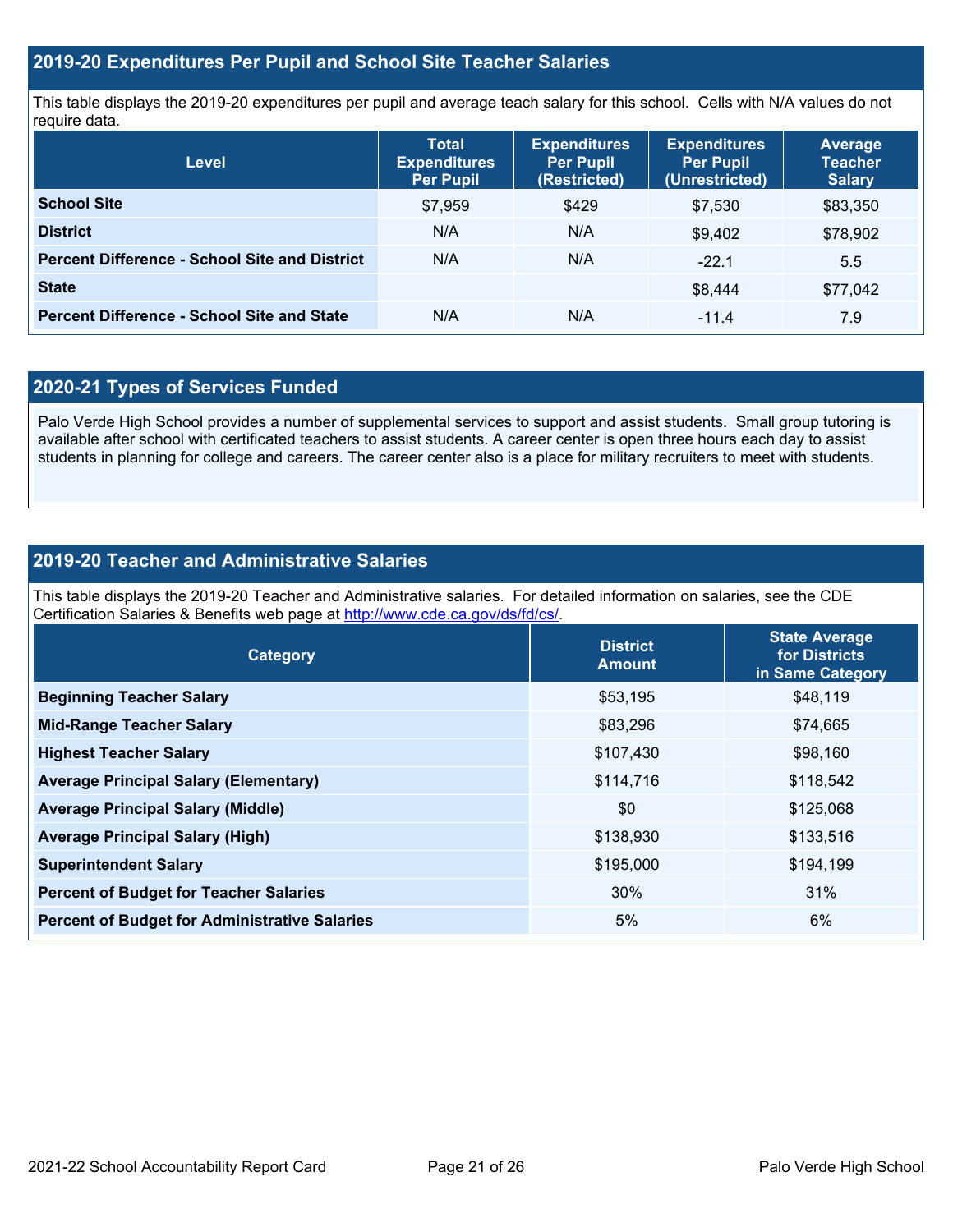## 2019-20 Expenditures Per Pupil and School Site Teacher Salaries

This table displays the 2019-20 expenditures per pupil and average teach salary for this school. Cells with N/A values do not require data.

| Level | Total Expenditures Per Pupil | Expenditures Per Pupil (Restricted) | Expenditures Per Pupil (Unrestricted) | Average Teacher Salary |
|---|---|---|---|---|
| **School Site** | $7,959 | $429 | $7,530 | $83,350 |
| **District** | N/A | N/A | $9,402 | $78,902 |
| **Percent Difference - School Site and District** | N/A | N/A | -22.1 | 5.5 |
| **State** | | | $8,444 | $77,042 |
| **Percent Difference - School Site and State** | N/A | N/A | -11.4 | 7.9 |

## 2020-21 Types of Services Funded

Palo Verde High School provides a number of supplemental services to support and assist students. Small group tutoring is available after school with certificated teachers to assist students. A career center is open three hours each day to assist students in planning for college and careers. The career center also is a place for military recruiters to meet with students.

## 2019-20 Teacher and Administrative Salaries

This table displays the 2019-20 Teacher and Administrative salaries. For detailed information on salaries, see the CDE Certification Salaries & Benefits web page at http://www.cde.ca.gov/ds/fd/cs/.

| Category | District Amount | State Average for Districts in Same Category |
|---|---|---|
| **Beginning Teacher Salary** | $53,195 | $48,119 |
| **Mid-Range Teacher Salary** | $83,296 | $74,665 |
| **Highest Teacher Salary** | $107,430 | $98,160 |
| **Average Principal Salary (Elementary)** | $114,716 | $118,542 |
| **Average Principal Salary (Middle)** | $0 | $125,068 |
| **Average Principal Salary (High)** | $138,930 | $133,516 |
| **Superintendent Salary** | $195,000 | $194,199 |
| **Percent of Budget for Teacher Salaries** | 30% | 31% |
| **Percent of Budget for Administrative Salaries** | 5% | 6% |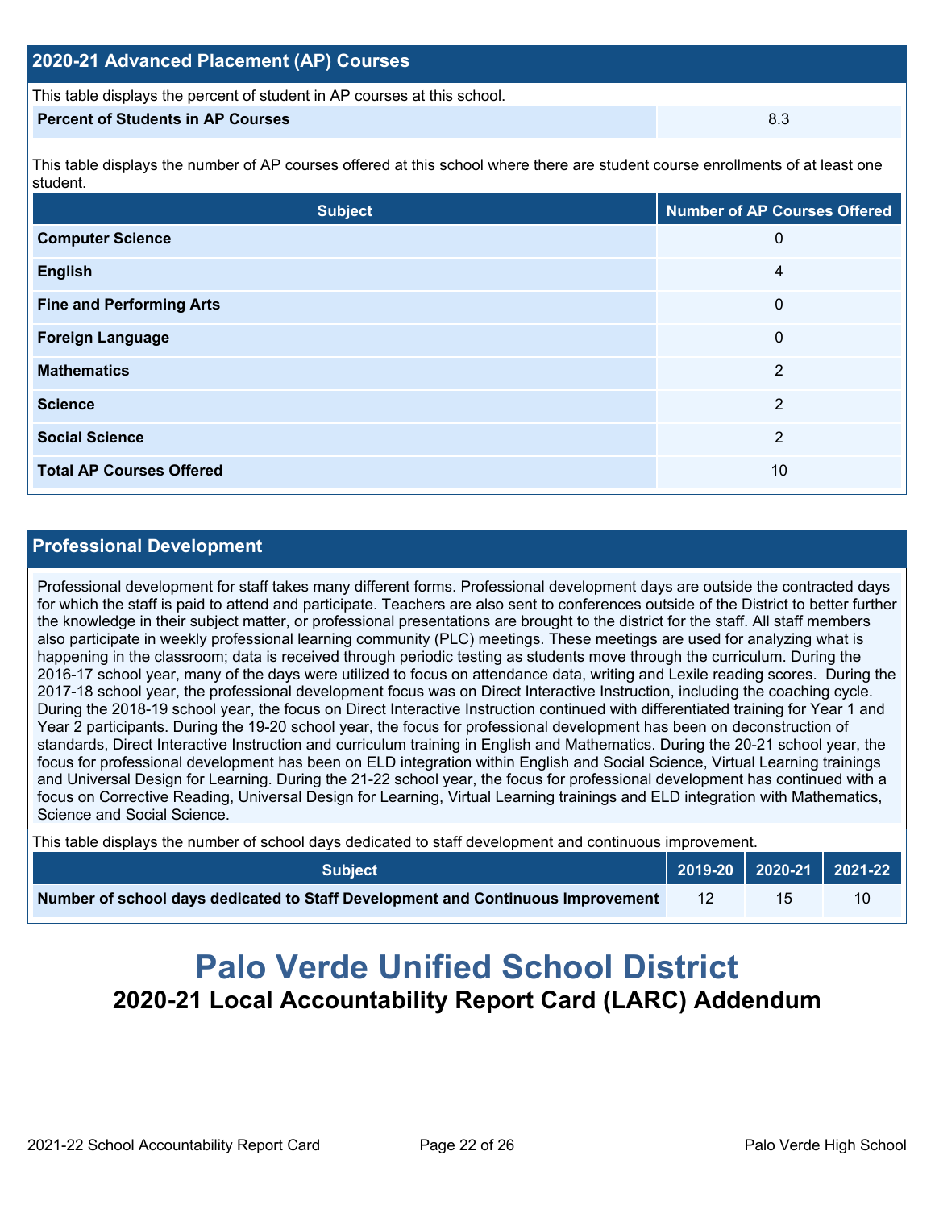## 2020-21 Advanced Placement (AP) Courses

This table displays the percent of student in AP courses at this school.

| Percent of Students in AP Courses | 8.3 |
|---|---|

This table displays the number of AP courses offered at this school where there are student course enrollments of at least one student.

| Subject | Number of AP Courses Offered |
|---|---|
| Computer Science | 0 |
| English | 4 |
| Fine and Performing Arts | 0 |
| Foreign Language | 0 |
| Mathematics | 2 |
| Science | 2 |
| Social Science | 2 |
| Total AP Courses Offered | 10 |

## Professional Development

Professional development for staff takes many different forms. Professional development days are outside the contracted days for which the staff is paid to attend and participate. Teachers are also sent to conferences outside of the District to better further the knowledge in their subject matter, or professional presentations are brought to the district for the staff. All staff members also participate in weekly professional learning community (PLC) meetings. These meetings are used for analyzing what is happening in the classroom; data is received through periodic testing as students move through the curriculum. During the 2016-17 school year, many of the days were utilized to focus on attendance data, writing and Lexile reading scores. During the 2017-18 school year, the professional development focus was on Direct Interactive Instruction, including the coaching cycle. During the 2018-19 school year, the focus on Direct Interactive Instruction continued with differentiated training for Year 1 and Year 2 participants. During the 19-20 school year, the focus for professional development has been on deconstruction of standards, Direct Interactive Instruction and curriculum training in English and Mathematics. During the 20-21 school year, the focus for professional development has been on ELD integration within English and Social Science, Virtual Learning trainings and Universal Design for Learning. During the 21-22 school year, the focus for professional development has continued with a focus on Corrective Reading, Universal Design for Learning, Virtual Learning trainings and ELD integration with Mathematics, Science and Social Science.

This table displays the number of school days dedicated to staff development and continuous improvement.

| Subject | 2019-20 | 2020-21 | 2021-22 |
|---|---|---|---|
| Number of school days dedicated to Staff Development and Continuous Improvement | 12 | 15 | 10 |

# Palo Verde Unified School District

## 2020-21 Local Accountability Report Card (LARC) Addendum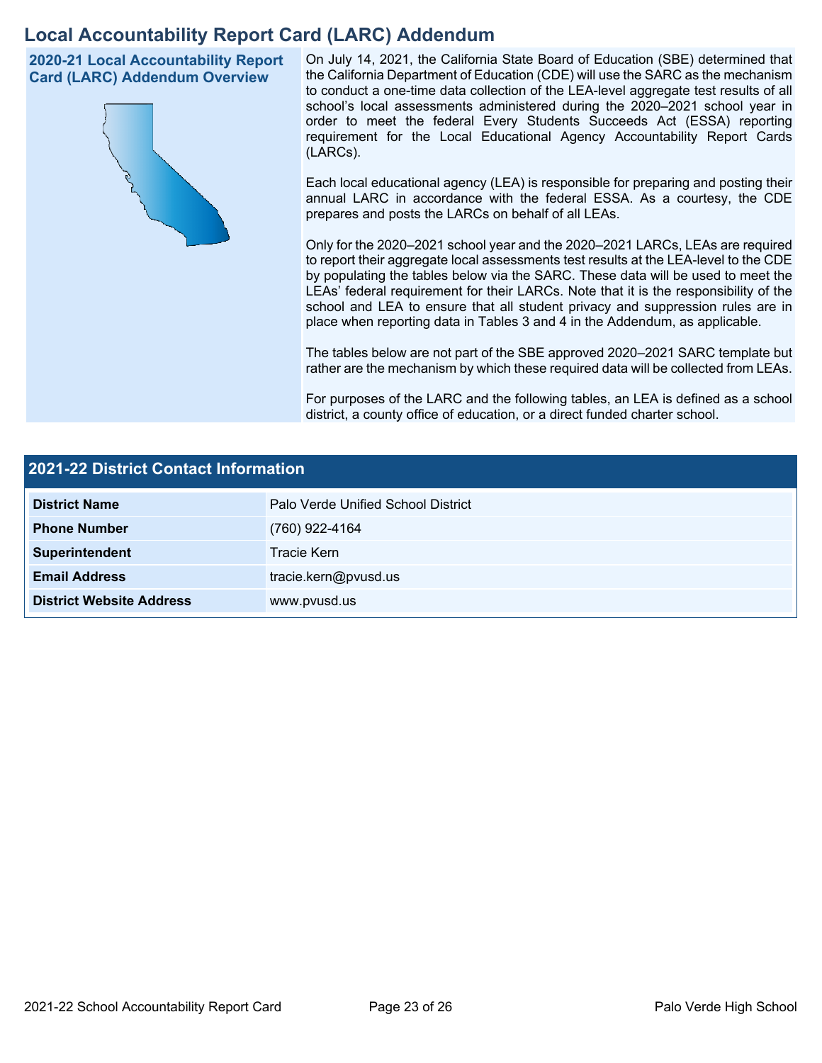# Local Accountability Report Card (LARC) Addendum

## 2020-21 Local Accountability Report Card (LARC) Addendum Overview

On July 14, 2021, the California State Board of Education (SBE) determined that the California Department of Education (CDE) will use the SARC as the mechanism to conduct a one-time data collection of the LEA-level aggregate test results of all school's local assessments administered during the 2020–2021 school year in order to meet the federal Every Students Succeeds Act (ESSA) reporting requirement for the Local Educational Agency Accountability Report Cards (LARCs).

Each local educational agency (LEA) is responsible for preparing and posting their annual LARC in accordance with the federal ESSA. As a courtesy, the CDE prepares and posts the LARCs on behalf of all LEAs.

Only for the 2020–2021 school year and the 2020–2021 LARCs, LEAs are required to report their aggregate local assessments test results at the LEA-level to the CDE by populating the tables below via the SARC. These data will be used to meet the LEAs' federal requirement for their LARCs. Note that it is the responsibility of the school and LEA to ensure that all student privacy and suppression rules are in place when reporting data in Tables 3 and 4 in the Addendum, as applicable.

The tables below are not part of the SBE approved 2020–2021 SARC template but rather are the mechanism by which these required data will be collected from LEAs.

For purposes of the LARC and the following tables, an LEA is defined as a school district, a county office of education, or a direct funded charter school.

## 2021-22 District Contact Information

| 2021-22 District Contact Information | |
|---|---|
| **District Name** | Palo Verde Unified School District |
| **Phone Number** | (760) 922-4164 |
| **Superintendent** | Tracie Kern |
| **Email Address** | tracie.kern@pvusd.us |
| **District Website Address** | www.pvusd.us |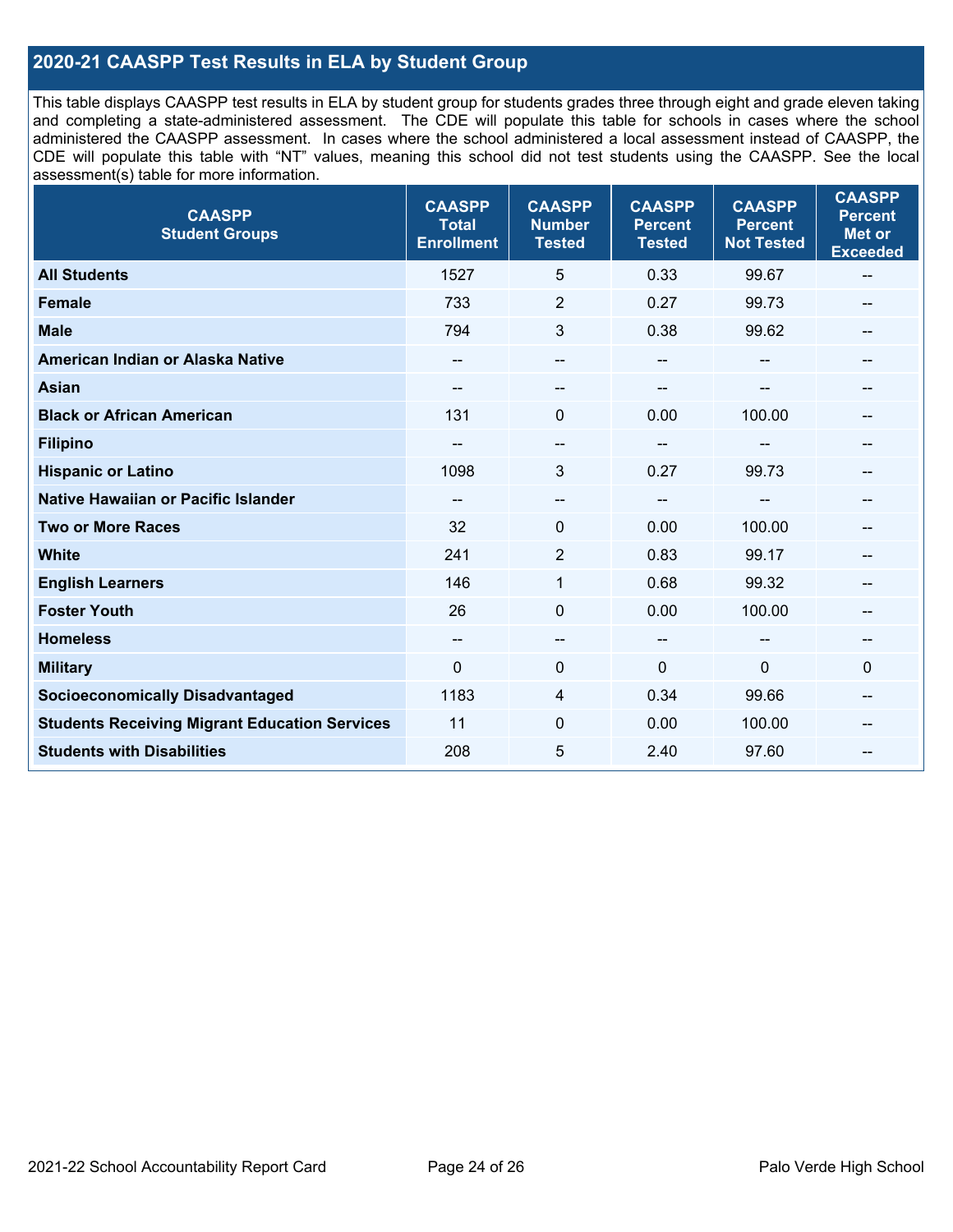## 2020-21 CAASPP Test Results in ELA by Student Group

This table displays CAASPP test results in ELA by student group for students grades three through eight and grade eleven taking and completing a state-administered assessment. The CDE will populate this table for schools in cases where the school administered the CAASPP assessment. In cases where the school administered a local assessment instead of CAASPP, the CDE will populate this table with "NT" values, meaning this school did not test students using the CAASPP. See the local assessment(s) table for more information.

| CAASPP Student Groups | CAASPP Total Enrollment | CAASPP Number Tested | CAASPP Percent Tested | CAASPP Percent Not Tested | CAASPP Percent Met or Exceeded |
|---|---|---|---|---|---|
| **All Students** | 1527 | 5 | 0.33 | 99.67 | -- |
| **Female** | 733 | 2 | 0.27 | 99.73 | -- |
| **Male** | 794 | 3 | 0.38 | 99.62 | -- |
| **American Indian or Alaska Native** | -- | -- | -- | -- | -- |
| **Asian** | -- | -- | -- | -- | -- |
| **Black or African American** | 131 | 0 | 0.00 | 100.00 | -- |
| **Filipino** | -- | -- | -- | -- | -- |
| **Hispanic or Latino** | 1098 | 3 | 0.27 | 99.73 | -- |
| **Native Hawaiian or Pacific Islander** | -- | -- | -- | -- | -- |
| **Two or More Races** | 32 | 0 | 0.00 | 100.00 | -- |
| **White** | 241 | 2 | 0.83 | 99.17 | -- |
| **English Learners** | 146 | 1 | 0.68 | 99.32 | -- |
| **Foster Youth** | 26 | 0 | 0.00 | 100.00 | -- |
| **Homeless** | -- | -- | -- | -- | -- |
| **Military** | 0 | 0 | 0 | 0 | 0 |
| **Socioeconomically Disadvantaged** | 1183 | 4 | 0.34 | 99.66 | -- |
| **Students Receiving Migrant Education Services** | 11 | 0 | 0.00 | 100.00 | -- |
| **Students with Disabilities** | 208 | 5 | 2.40 | 97.60 | -- |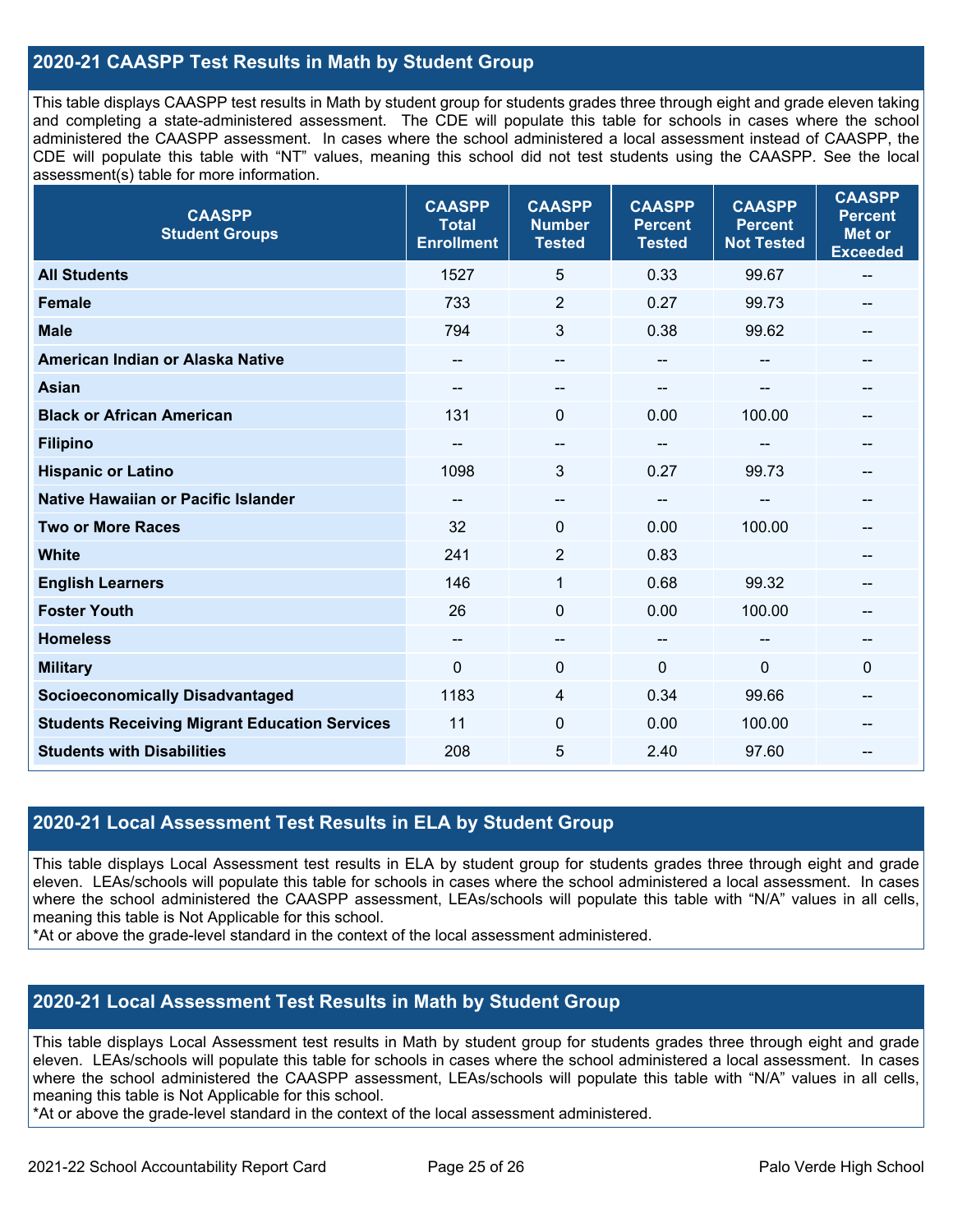## 2020-21 CAASPP Test Results in Math by Student Group

This table displays CAASPP test results in Math by student group for students grades three through eight and grade eleven taking and completing a state-administered assessment. The CDE will populate this table for schools in cases where the school administered the CAASPP assessment. In cases where the school administered a local assessment instead of CAASPP, the CDE will populate this table with "NT" values, meaning this school did not test students using the CAASPP. See the local assessment(s) table for more information.

| CAASPP Student Groups | CAASPP Total Enrollment | CAASPP Number Tested | CAASPP Percent Tested | CAASPP Percent Not Tested | CAASPP Percent Met or Exceeded |
|---|---|---|---|---|---|
| **All Students** | 1527 | 5 | 0.33 | 99.67 | -- |
| **Female** | 733 | 2 | 0.27 | 99.73 | -- |
| **Male** | 794 | 3 | 0.38 | 99.62 | -- |
| **American Indian or Alaska Native** | -- | -- | -- | -- | -- |
| **Asian** | -- | -- | -- | -- | -- |
| **Black or African American** | 131 | 0 | 0.00 | 100.00 | -- |
| **Filipino** | -- | -- | -- | -- | -- |
| **Hispanic or Latino** | 1098 | 3 | 0.27 | 99.73 | -- |
| **Native Hawaiian or Pacific Islander** | -- | -- | -- | -- | -- |
| **Two or More Races** | 32 | 0 | 0.00 | 100.00 | -- |
| **White** | 241 | 2 | 0.83 | | -- |
| **English Learners** | 146 | 1 | 0.68 | 99.32 | -- |
| **Foster Youth** | 26 | 0 | 0.00 | 100.00 | -- |
| **Homeless** | -- | -- | -- | -- | -- |
| **Military** | 0 | 0 | 0 | 0 | 0 |
| **Socioeconomically Disadvantaged** | 1183 | 4 | 0.34 | 99.66 | -- |
| **Students Receiving Migrant Education Services** | 11 | 0 | 0.00 | 100.00 | -- |
| **Students with Disabilities** | 208 | 5 | 2.40 | 97.60 | -- |

## 2020-21 Local Assessment Test Results in ELA by Student Group

This table displays Local Assessment test results in ELA by student group for students grades three through eight and grade eleven. LEAs/schools will populate this table for schools in cases where the school administered a local assessment. In cases where the school administered the CAASPP assessment, LEAs/schools will populate this table with "N/A" values in all cells, meaning this table is Not Applicable for this school.

*At or above the grade-level standard in the context of the local assessment administered.

## 2020-21 Local Assessment Test Results in Math by Student Group

This table displays Local Assessment test results in Math by student group for students grades three through eight and grade eleven. LEAs/schools will populate this table for schools in cases where the school administered a local assessment. In cases where the school administered the CAASPP assessment, LEAs/schools will populate this table with "N/A" values in all cells, meaning this table is Not Applicable for this school.

*At or above the grade-level standard in the context of the local assessment administered.